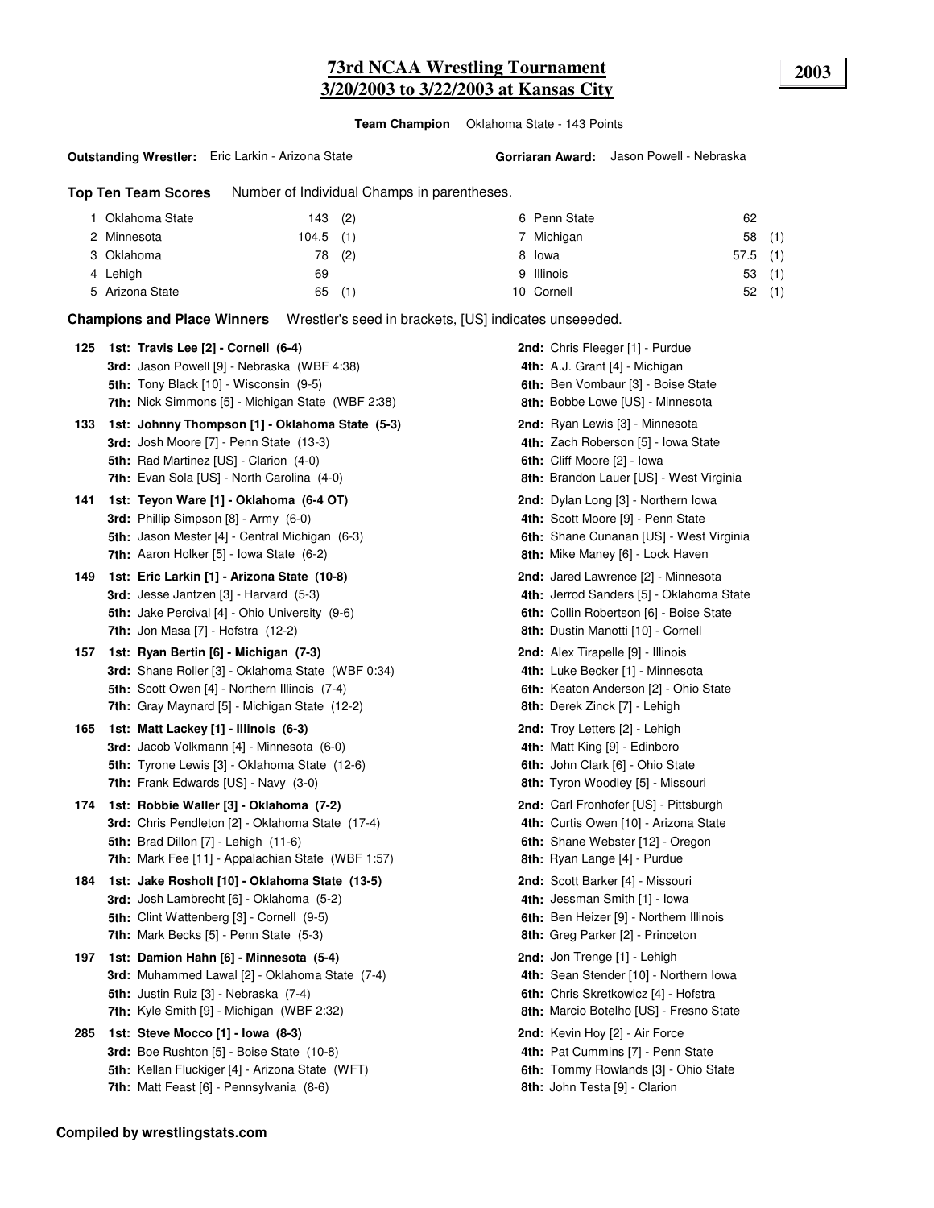# 73rd NCAA Wrestling Tournament
## 3/20/2003 to 3/22/2003 at Kansas City

**2003**

**Team Champion** Oklahoma State - 143 Points

**Outstanding Wrestler:** Eric Larkin - Arizona State

**Gorriaran Award:** Jason Powell - Nebraska

**Top Ten Team Scores** Number of Individual Champs in parentheses.

| Rank | Team | Points | Champs |
|---|---|---|---|
| 1 | Oklahoma State | 143 | (2) |
| 2 | Minnesota | 104.5 | (1) |
| 3 | Oklahoma | 78 | (2) |
| 4 | Lehigh | 69 | |
| 5 | Arizona State | 65 | (1) |
| 6 | Penn State | 62 | |
| 7 | Michigan | 58 | (1) |
| 8 | Iowa | 57.5 | (1) |
| 9 | Illinois | 53 | (1) |
| 10 | Cornell | 52 | (1) |

**Champions and Place Winners** Wrestler's seed in brackets, [US] indicates unseeeded.

**125**
- **1st: Travis Lee [2] - Cornell (6-4)**
- **2nd:** Chris Fleeger [1] - Purdue
- **3rd:** Jason Powell [9] - Nebraska (WBF 4:38)
- **4th:** A.J. Grant [4] - Michigan
- **5th:** Tony Black [10] - Wisconsin (9-5)
- **6th:** Ben Vombaur [3] - Boise State
- **7th:** Nick Simmons [5] - Michigan State (WBF 2:38)
- **8th:** Bobbe Lowe [US] - Minnesota

**133**
- **1st: Johnny Thompson [1] - Oklahoma State (5-3)**
- **2nd:** Ryan Lewis [3] - Minnesota
- **3rd:** Josh Moore [7] - Penn State (13-3)
- **4th:** Zach Roberson [5] - Iowa State
- **5th:** Rad Martinez [US] - Clarion (4-0)
- **6th:** Cliff Moore [2] - Iowa
- **7th:** Evan Sola [US] - North Carolina (4-0)
- **8th:** Brandon Lauer [US] - West Virginia

**141**
- **1st: Teyon Ware [1] - Oklahoma (6-4 OT)**
- **2nd:** Dylan Long [3] - Northern Iowa
- **3rd:** Phillip Simpson [8] - Army (6-0)
- **4th:** Scott Moore [9] - Penn State
- **5th:** Jason Mester [4] - Central Michigan (6-3)
- **6th:** Shane Cunanan [US] - West Virginia
- **7th:** Aaron Holker [5] - Iowa State (6-2)
- **8th:** Mike Maney [6] - Lock Haven

**149**
- **1st: Eric Larkin [1] - Arizona State (10-8)**
- **2nd:** Jared Lawrence [2] - Minnesota
- **3rd:** Jesse Jantzen [3] - Harvard (5-3)
- **4th:** Jerrod Sanders [5] - Oklahoma State
- **5th:** Jake Percival [4] - Ohio University (9-6)
- **6th:** Collin Robertson [6] - Boise State
- **7th:** Jon Masa [7] - Hofstra (12-2)
- **8th:** Dustin Manotti [10] - Cornell

**157**
- **1st: Ryan Bertin [6] - Michigan (7-3)**
- **2nd:** Alex Tirapelle [9] - Illinois
- **3rd:** Shane Roller [3] - Oklahoma State (WBF 0:34)
- **4th:** Luke Becker [1] - Minnesota
- **5th:** Scott Owen [4] - Northern Illinois (7-4)
- **6th:** Keaton Anderson [2] - Ohio State
- **7th:** Gray Maynard [5] - Michigan State (12-2)
- **8th:** Derek Zinck [7] - Lehigh

**165**
- **1st: Matt Lackey [1] - Illinois (6-3)**
- **2nd:** Troy Letters [2] - Lehigh
- **3rd:** Jacob Volkmann [4] - Minnesota (6-0)
- **4th:** Matt King [9] - Edinboro
- **5th:** Tyrone Lewis [3] - Oklahoma State (12-6)
- **6th:** John Clark [6] - Ohio State
- **7th:** Frank Edwards [US] - Navy (3-0)
- **8th:** Tyron Woodley [5] - Missouri

**174**
- **1st: Robbie Waller [3] - Oklahoma (7-2)**
- **2nd:** Carl Fronhofer [US] - Pittsburgh
- **3rd:** Chris Pendleton [2] - Oklahoma State (17-4)
- **4th:** Curtis Owen [10] - Arizona State
- **5th:** Brad Dillon [7] - Lehigh (11-6)
- **6th:** Shane Webster [12] - Oregon
- **7th:** Mark Fee [11] - Appalachian State (WBF 1:57)
- **8th:** Ryan Lange [4] - Purdue

**184**
- **1st: Jake Rosholt [10] - Oklahoma State (13-5)**
- **2nd:** Scott Barker [4] - Missouri
- **3rd:** Josh Lambrecht [6] - Oklahoma (5-2)
- **4th:** Jessman Smith [1] - Iowa
- **5th:** Clint Wattenberg [3] - Cornell (9-5)
- **6th:** Ben Heizer [9] - Northern Illinois
- **7th:** Mark Becks [5] - Penn State (5-3)
- **8th:** Greg Parker [2] - Princeton

**197**
- **1st: Damion Hahn [6] - Minnesota (5-4)**
- **2nd:** Jon Trenge [1] - Lehigh
- **3rd:** Muhammed Lawal [2] - Oklahoma State (7-4)
- **4th:** Sean Stender [10] - Northern Iowa
- **5th:** Justin Ruiz [3] - Nebraska (7-4)
- **6th:** Chris Skretkowicz [4] - Hofstra
- **7th:** Kyle Smith [9] - Michigan (WBF 2:32)
- **8th:** Marcio Botelho [US] - Fresno State

**285**
- **1st: Steve Mocco [1] - Iowa (8-3)**
- **2nd:** Kevin Hoy [2] - Air Force
- **3rd:** Boe Rushton [5] - Boise State (10-8)
- **4th:** Pat Cummins [7] - Penn State
- **5th:** Kellan Fluckiger [4] - Arizona State (WFT)
- **6th:** Tommy Rowlands [3] - Ohio State
- **7th:** Matt Feast [6] - Pennsylvania (8-6)
- **8th:** John Testa [9] - Clarion

**Compiled by wrestlingstats.com**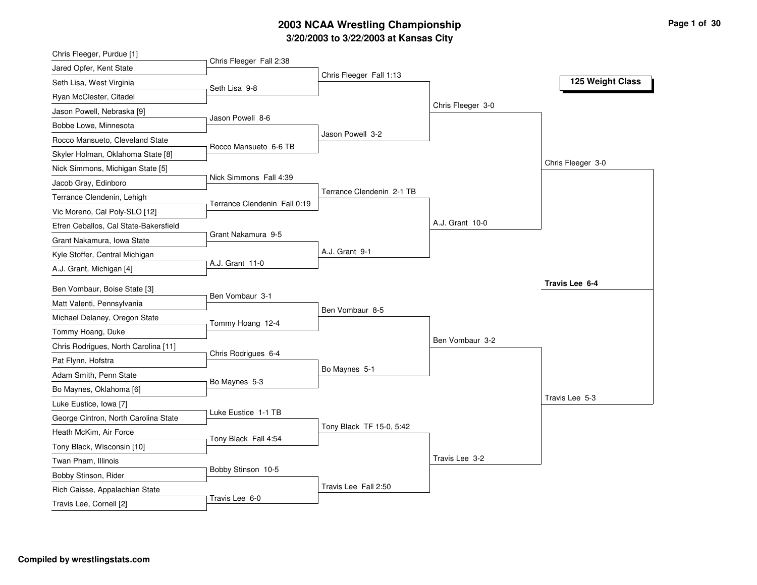# 2003 NCAA Wrestling Championship

## 3/20/2003 to 3/22/2003 at Kansas City

### 125 Weight Class

#### First Round

| Wrestler 1 | Wrestler 2 | Result |
|---|---|---|
| Chris Fleeger, Purdue [1] | Jared Opfer, Kent State | Chris Fleeger Fall 2:38 |
| Seth Lisa, West Virginia | Ryan McClester, Citadel | Seth Lisa 9-8 |
| Jason Powell, Nebraska [9] | Bobbe Lowe, Minnesota | Jason Powell 8-6 |
| Rocco Mansueto, Cleveland State | Skyler Holman, Oklahoma State [8] | Rocco Mansueto 6-6 TB |
| Nick Simmons, Michigan State [5] | Jacob Gray, Edinboro | Nick Simmons Fall 4:39 |
| Terrance Clendenin, Lehigh | Vic Moreno, Cal Poly-SLO [12] | Terrance Clendenin Fall 0:19 |
| Efren Ceballos, Cal State-Bakersfield | Grant Nakamura, Iowa State | Grant Nakamura 9-5 |
| Kyle Stoffer, Central Michigan | A.J. Grant, Michigan [4] | A.J. Grant 11-0 |
| Ben Vombaur, Boise State [3] | Matt Valenti, Pennsylvania | Ben Vombaur 3-1 |
| Michael Delaney, Oregon State | Tommy Hoang, Duke | Tommy Hoang 12-4 |
| Chris Rodrigues, North Carolina [11] | Pat Flynn, Hofstra | Chris Rodrigues 6-4 |
| Adam Smith, Penn State | Bo Maynes, Oklahoma [6] | Bo Maynes 5-3 |
| Luke Eustice, Iowa [7] | George Cintron, North Carolina State | Luke Eustice 1-1 TB |
| Heath McKim, Air Force | Tony Black, Wisconsin [10] | Tony Black Fall 4:54 |
| Twan Pham, Illinois | Bobby Stinson, Rider | Bobby Stinson 10-5 |
| Rich Caisse, Appalachian State | Travis Lee, Cornell [2] | Travis Lee 6-0 |

#### Second Round

- Chris Fleeger Fall 1:13
- Jason Powell 3-2
- Terrance Clendenin 2-1 TB
- A.J. Grant 9-1
- Ben Vombaur 8-5
- Bo Maynes 5-1
- Tony Black TF 15-0, 5:42
- Travis Lee Fall 2:50

#### Quarterfinals

- Chris Fleeger 3-0
- A.J. Grant 10-0
- Ben Vombaur 3-2
- Travis Lee 3-2

#### Semifinals

- Chris Fleeger 3-0
- Travis Lee 5-3

#### Final

**Travis Lee 6-4**

Compiled by wrestlingstats.com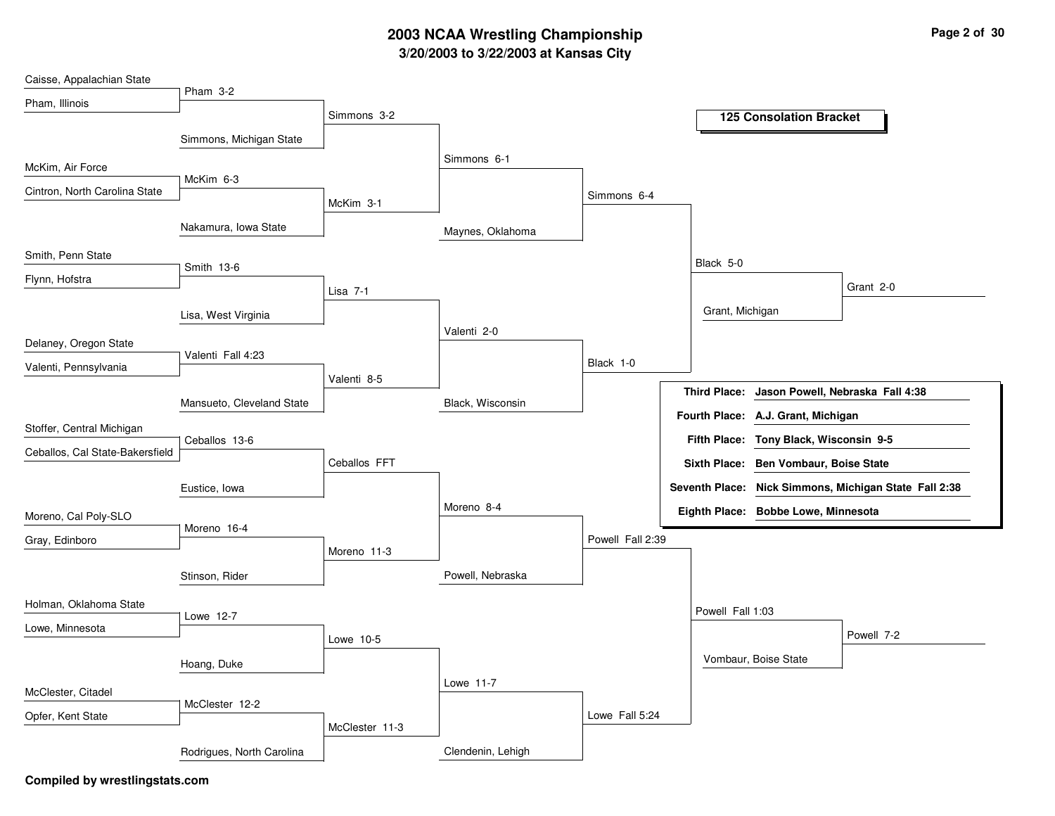# 2003 NCAA Wrestling Championship

## 3/20/2003 to 3/22/2003 at Kansas City

### 125 Consolation Bracket

**Round 1**

| Match | Winner |
|---|---|
| Caisse, Appalachian State vs. Pham, Illinois | Pham 3-2 |
| McKim, Air Force vs. Cintron, North Carolina State | McKim 6-3 |
| Smith, Penn State vs. Flynn, Hofstra | Smith 13-6 |
| Delaney, Oregon State vs. Valenti, Pennsylvania | Valenti Fall 4:23 |
| Stoffer, Central Michigan vs. Ceballos, Cal State-Bakersfield | Ceballos 13-6 |
| Moreno, Cal Poly-SLO vs. Gray, Edinboro | Moreno 16-4 |
| Holman, Oklahoma State vs. Lowe, Minnesota | Lowe 12-7 |
| McClester, Citadel vs. Opfer, Kent State | McClester 12-2 |

**Round 2**

| Match | Winner |
|---|---|
| Pham vs. Simmons, Michigan State | Simmons 3-2 |
| McKim vs. Nakamura, Iowa State | McKim 3-1 |
| Smith vs. Lisa, West Virginia | Lisa 7-1 |
| Valenti vs. Mansueto, Cleveland State | Valenti 8-5 |
| Ceballos vs. Eustice, Iowa | Ceballos FFT |
| Moreno vs. Stinson, Rider | Moreno 11-3 |
| Lowe vs. Hoang, Duke | Lowe 10-5 |
| McClester vs. Rodrigues, North Carolina | McClester 11-3 |

**Round 3**

| Match | Winner |
|---|---|
| Simmons vs. McKim | Simmons 6-1 |
| Lisa vs. Valenti | Valenti 2-0 |
| Ceballos vs. Moreno | Moreno 8-4 |
| Lowe vs. McClester | Lowe 11-7 |

**Round 4**

| Match | Winner |
|---|---|
| Simmons vs. Maynes, Oklahoma | Simmons 6-4 |
| Valenti vs. Black, Wisconsin | Black 1-0 |
| Moreno vs. Powell, Nebraska | Powell Fall 2:39 |
| Lowe vs. Clendenin, Lehigh | Lowe Fall 5:24 |

**Round 5**

| Match | Winner |
|---|---|
| Simmons vs. Black | Black 5-0 |
| Powell vs. Lowe | Powell Fall 1:03 |

**Round 6**

| Match | Winner |
|---|---|
| Black vs. Grant, Michigan | Grant 2-0 |
| Powell vs. Vombaur, Boise State | Powell 7-2 |

### Final Placings

| Place | Result |
|---|---|
| Third Place: | Jason Powell, Nebraska Fall 4:38 |
| Fourth Place: | A.J. Grant, Michigan |
| Fifth Place: | Tony Black, Wisconsin 9-5 |
| Sixth Place: | Ben Vombaur, Boise State |
| Seventh Place: | Nick Simmons, Michigan State Fall 2:38 |
| Eighth Place: | Bobbe Lowe, Minnesota |

**Compiled by wrestlingstats.com**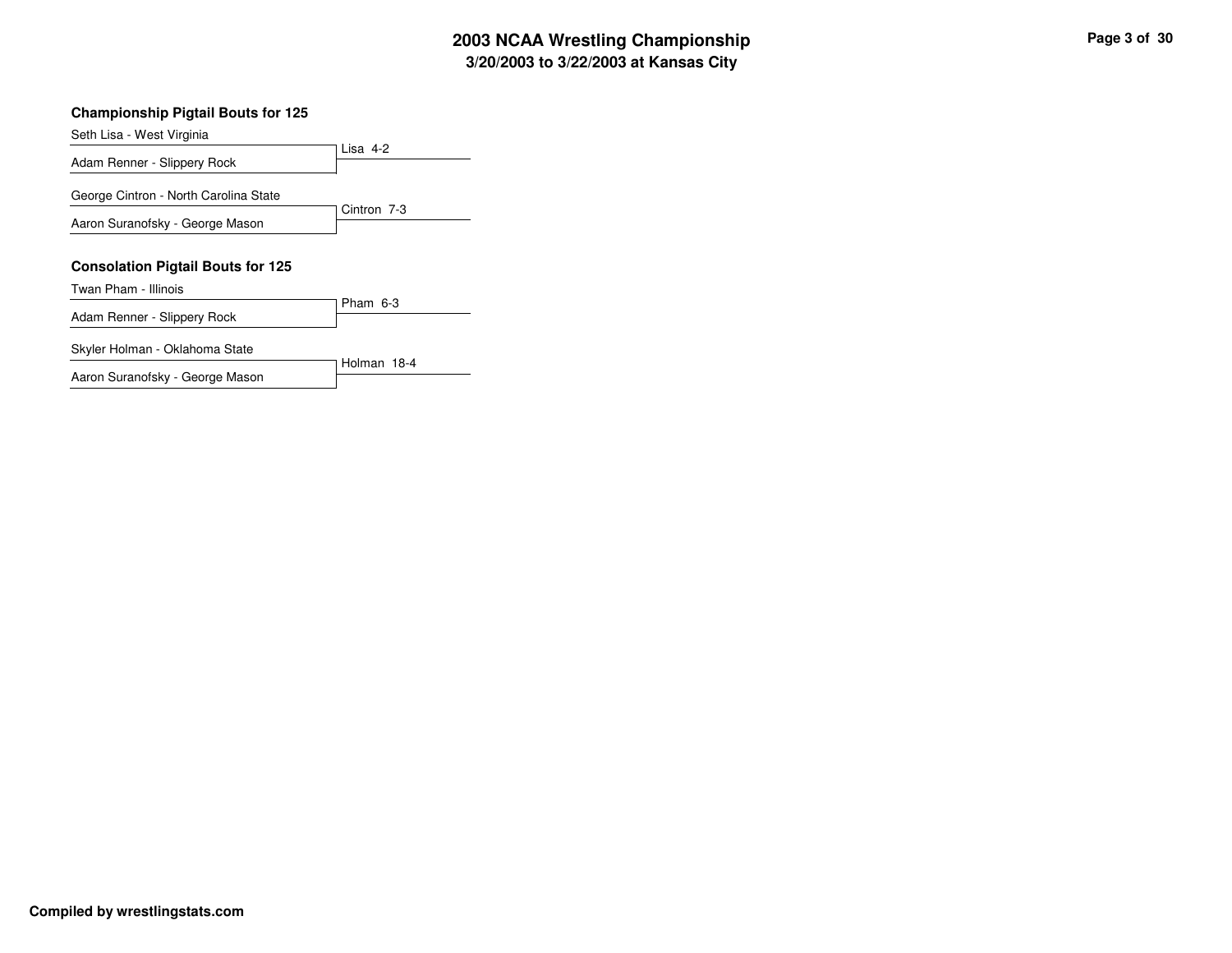### Championship Pigtail Bouts for 125

| Wrestler | Result |
| --- | --- |
| Seth Lisa - West Virginia | Lisa 4-2 |
| Adam Renner - Slippery Rock | |
| George Cintron - North Carolina State | Cintron 7-3 |
| Aaron Suranofsky - George Mason | |

### Consolation Pigtail Bouts for 125

| Wrestler | Result |
| --- | --- |
| Twan Pham - Illinois | Pham 6-3 |
| Adam Renner - Slippery Rock | |
| Skyler Holman - Oklahoma State | Holman 18-4 |
| Aaron Suranofsky - George Mason | |

**Compiled by wrestlingstats.com**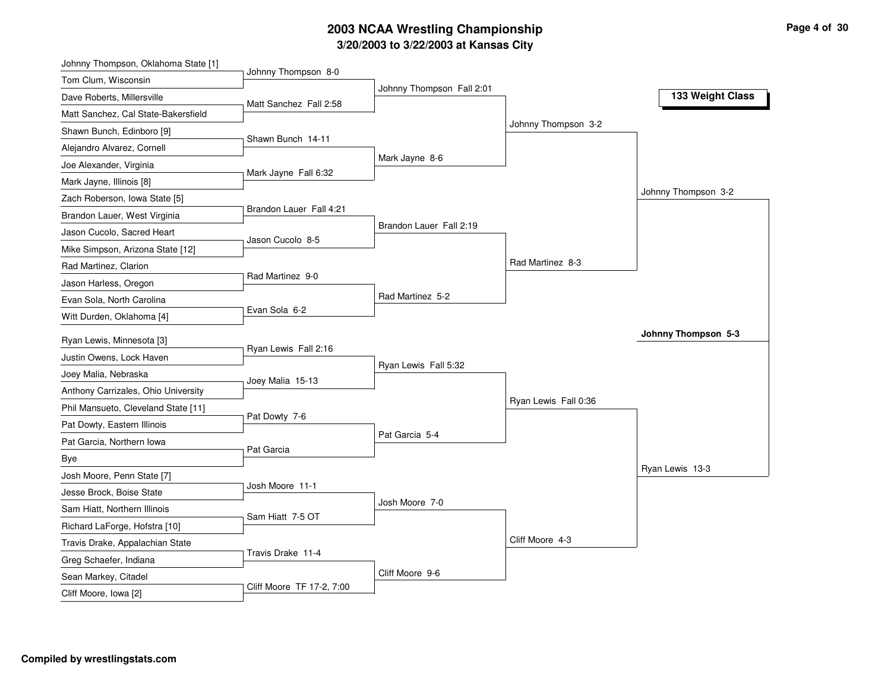# 2003 NCAA Wrestling Championship

## 3/20/2003 to 3/22/2003 at Kansas City

### 133 Weight Class

**First Round**

- Johnny Thompson, Oklahoma State [1] vs. Tom Clum, Wisconsin — Johnny Thompson 8-0
- Dave Roberts, Millersville vs. Matt Sanchez, Cal State-Bakersfield — Matt Sanchez Fall 2:58
- Shawn Bunch, Edinboro [9] vs. Alejandro Alvarez, Cornell — Shawn Bunch 14-11
- Joe Alexander, Virginia vs. Mark Jayne, Illinois [8] — Mark Jayne Fall 6:32
- Zach Roberson, Iowa State [5] vs. Brandon Lauer, West Virginia — Brandon Lauer Fall 4:21
- Jason Cucolo, Sacred Heart vs. Mike Simpson, Arizona State [12] — Jason Cucolo 8-5
- Rad Martinez, Clarion vs. Jason Harless, Oregon — Rad Martinez 9-0
- Evan Sola, North Carolina vs. Witt Durden, Oklahoma [4] — Evan Sola 6-2
- Ryan Lewis, Minnesota [3] vs. Justin Owens, Lock Haven — Ryan Lewis Fall 2:16
- Joey Malia, Nebraska vs. Anthony Carrizales, Ohio University — Joey Malia 15-13
- Phil Mansueto, Cleveland State [11] vs. Pat Dowty, Eastern Illinois — Pat Dowty 7-6
- Pat Garcia, Northern Iowa vs. Bye — Pat Garcia
- Josh Moore, Penn State [7] vs. Jesse Brock, Boise State — Josh Moore 11-1
- Sam Hiatt, Northern Illinois vs. Richard LaForge, Hofstra [10] — Sam Hiatt 7-5 OT
- Travis Drake, Appalachian State vs. Greg Schaefer, Indiana — Travis Drake 11-4
- Sean Markey, Citadel vs. Cliff Moore, Iowa [2] — Cliff Moore TF 17-2, 7:00

**Second Round**

- Johnny Thompson Fall 2:01
- Mark Jayne 8-6
- Brandon Lauer Fall 2:19
- Rad Martinez 5-2
- Ryan Lewis Fall 5:32
- Pat Garcia 5-4
- Josh Moore 7-0
- Cliff Moore 9-6

**Quarterfinals**

- Johnny Thompson 3-2
- Rad Martinez 8-3
- Ryan Lewis Fall 0:36
- Cliff Moore 4-3

**Semifinals**

- Johnny Thompson 3-2
- Ryan Lewis 13-3

**Final**

- **Johnny Thompson 5-3**

**Compiled by wrestlingstats.com**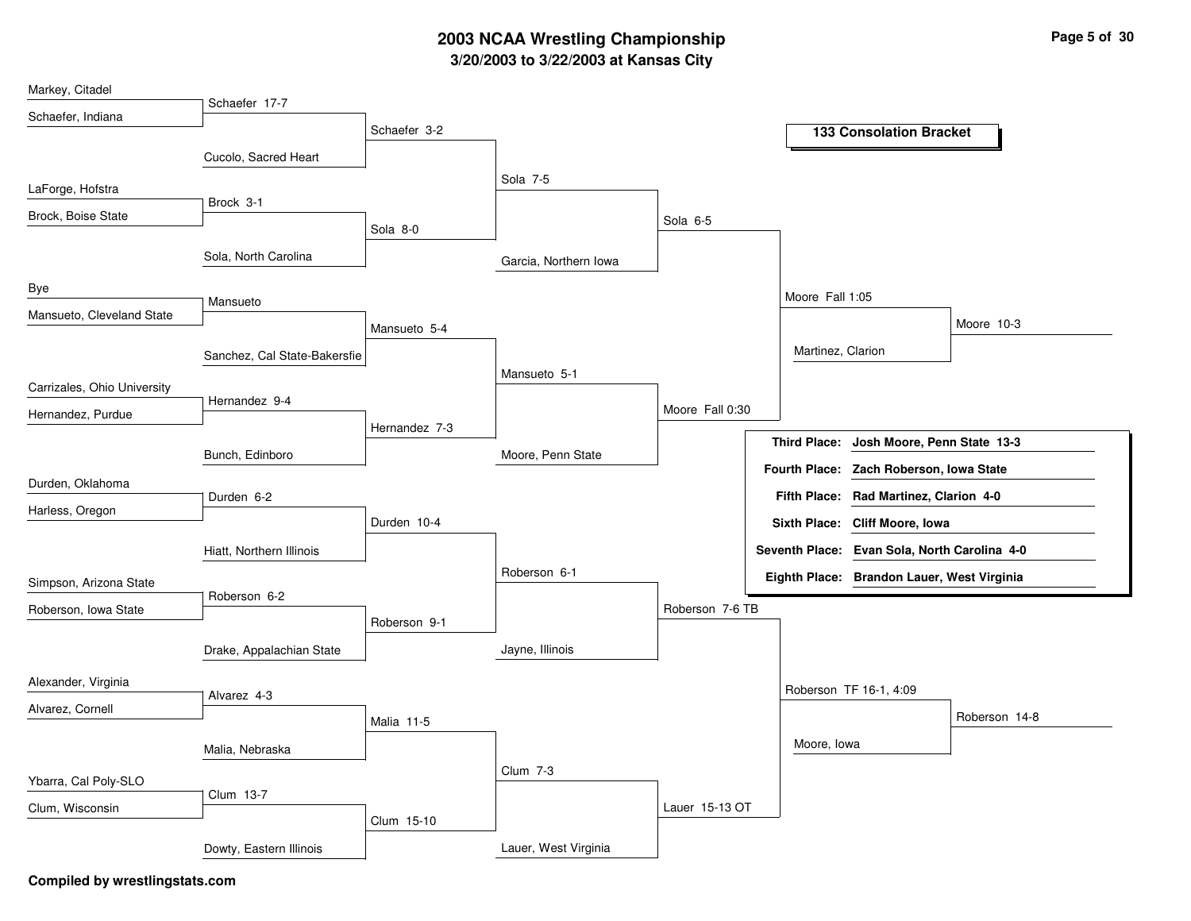# 2003 NCAA Wrestling Championship

## 3/20/2003 to 3/22/2003 at Kansas City

### 133 Consolation Bracket

**Round 1**

- Markey, Citadel vs. Schaefer, Indiana — Schaefer 17-7
- LaForge, Hofstra vs. Brock, Boise State — Brock 3-1
- Bye vs. Mansueto, Cleveland State — Mansueto
- Carrizales, Ohio University vs. Hernandez, Purdue — Hernandez 9-4
- Durden, Oklahoma vs. Harless, Oregon — Durden 6-2
- Simpson, Arizona State vs. Roberson, Iowa State — Roberson 6-2
- Alexander, Virginia vs. Alvarez, Cornell — Alvarez 4-3
- Ybarra, Cal Poly-SLO vs. Clum, Wisconsin — Clum 13-7

**Round 2**

- Schaefer vs. Cucolo, Sacred Heart — Schaefer 3-2
- Brock vs. Sola, North Carolina — Sola 8-0
- Mansueto vs. Sanchez, Cal State-Bakersfie — Mansueto 5-4
- Hernandez vs. Bunch, Edinboro — Hernandez 7-3
- Durden vs. Hiatt, Northern Illinois — Durden 10-4
- Roberson vs. Drake, Appalachian State — Roberson 9-1
- Alvarez vs. Malia, Nebraska — Malia 11-5
- Clum vs. Dowty, Eastern Illinois — Clum 15-10

**Round 3**

- Schaefer vs. Sola — Sola 7-5
- Mansueto vs. Hernandez — Mansueto 5-1
- Durden vs. Roberson — Roberson 6-1
- Malia vs. Clum — Clum 7-3

**Round 4**

- Sola vs. Garcia, Northern Iowa — Sola 6-5
- Mansueto vs. Moore, Penn State — Moore Fall 0:30
- Roberson vs. Jayne, Illinois — Roberson 7-6 TB
- Clum vs. Lauer, West Virginia — Lauer 15-13 OT

**Quarterfinals**

- Sola vs. Moore — Moore Fall 1:05
- Roberson vs. Lauer — Roberson TF 16-1, 4:09

**Semifinals**

- Moore vs. Martinez, Clarion — Moore 10-3
- Roberson vs. Moore, Iowa — Roberson 14-8

| Place | Wrestler |
|---|---|
| Third Place: | Josh Moore, Penn State 13-3 |
| Fourth Place: | Zach Roberson, Iowa State |
| Fifth Place: | Rad Martinez, Clarion 4-0 |
| Sixth Place: | Cliff Moore, Iowa |
| Seventh Place: | Evan Sola, North Carolina 4-0 |
| Eighth Place: | Brandon Lauer, West Virginia |

**Compiled by wrestlingstats.com**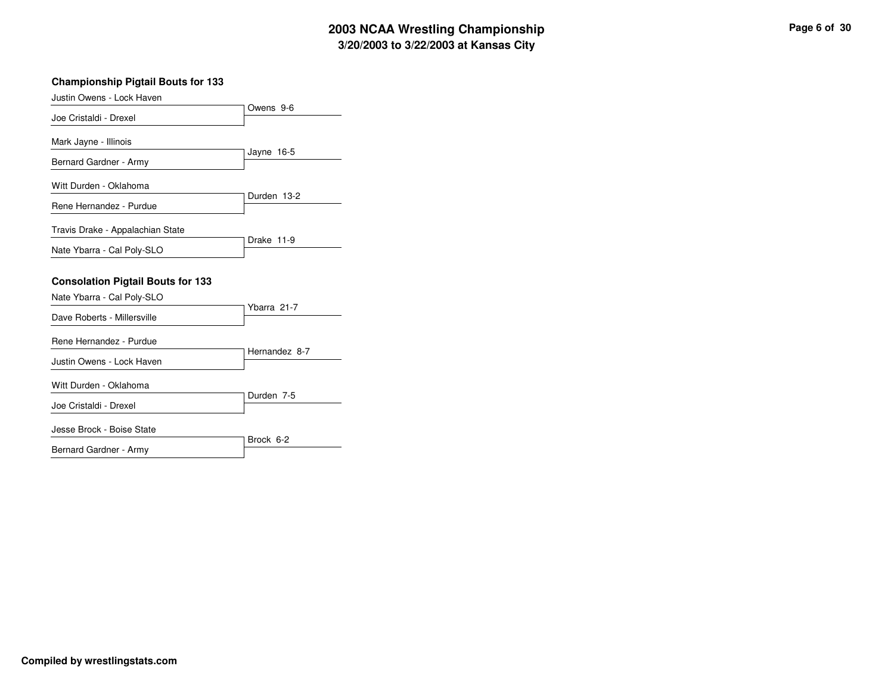# 2003 NCAA Wrestling Championship
## 3/20/2003 to 3/22/2003 at Kansas City

### Championship Pigtail Bouts for 133

| Wrestler 1 | Wrestler 2 | Result |
|---|---|---|
| Justin Owens - Lock Haven | Joe Cristaldi - Drexel | Owens 9-6 |
| Mark Jayne - Illinois | Bernard Gardner - Army | Jayne 16-5 |
| Witt Durden - Oklahoma | Rene Hernandez - Purdue | Durden 13-2 |
| Travis Drake - Appalachian State | Nate Ybarra - Cal Poly-SLO | Drake 11-9 |

### Consolation Pigtail Bouts for 133

| Wrestler 1 | Wrestler 2 | Result |
|---|---|---|
| Nate Ybarra - Cal Poly-SLO | Dave Roberts - Millersville | Ybarra 21-7 |
| Rene Hernandez - Purdue | Justin Owens - Lock Haven | Hernandez 8-7 |
| Witt Durden - Oklahoma | Joe Cristaldi - Drexel | Durden 7-5 |
| Jesse Brock - Boise State | Bernard Gardner - Army | Brock 6-2 |

**Compiled by wrestlingstats.com**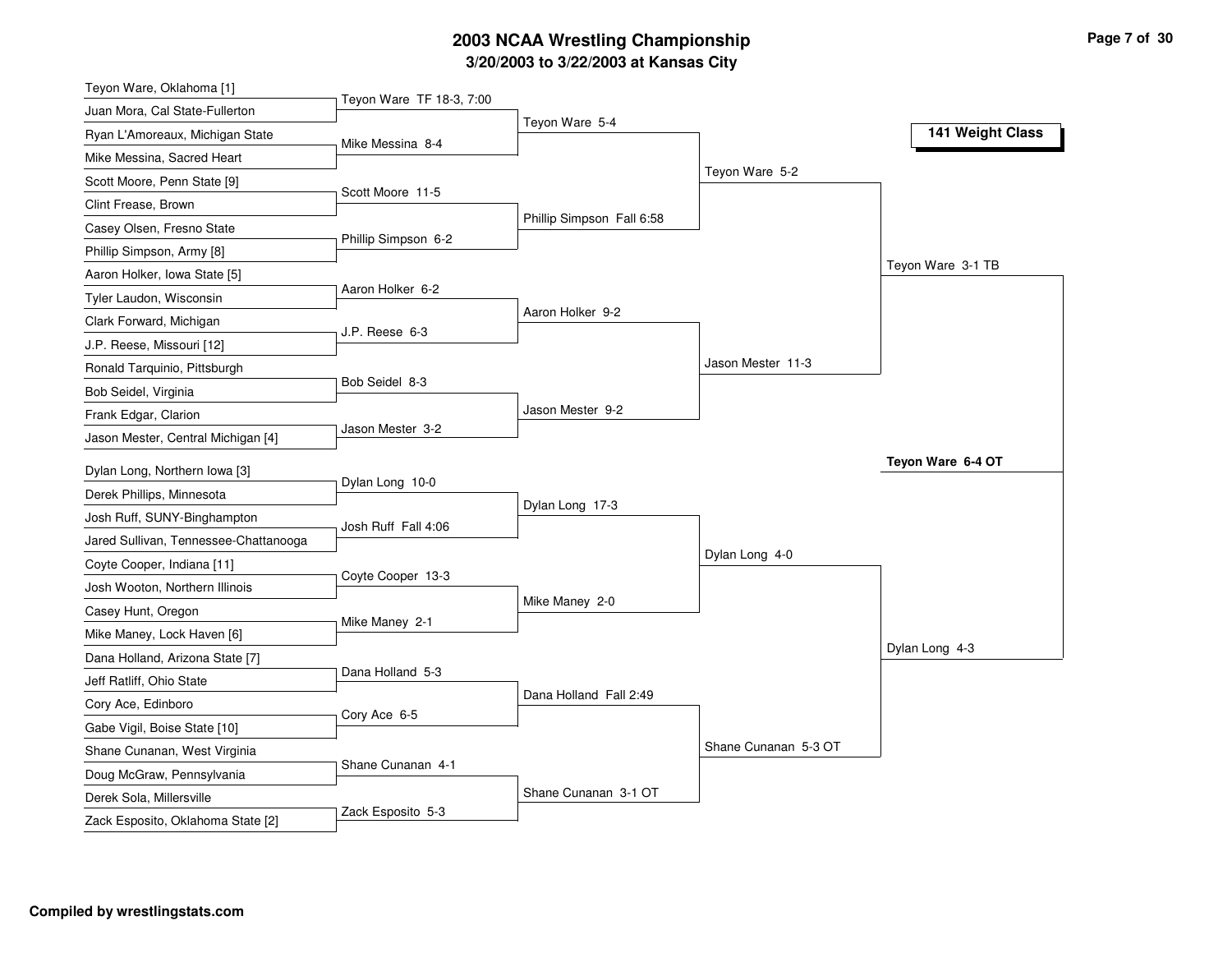# 2003 NCAA Wrestling Championship

## 3/20/2003 to 3/22/2003 at Kansas City

### 141 Weight Class

#### First Round

| Wrestler 1 | Wrestler 2 | Result |
|---|---|---|
| Teyon Ware, Oklahoma [1] | Juan Mora, Cal State-Fullerton | Teyon Ware TF 18-3, 7:00 |
| Ryan L'Amoreaux, Michigan State | Mike Messina, Sacred Heart | Mike Messina 8-4 |
| Scott Moore, Penn State [9] | Clint Frease, Brown | Scott Moore 11-5 |
| Casey Olsen, Fresno State | Phillip Simpson, Army [8] | Phillip Simpson 6-2 |
| Aaron Holker, Iowa State [5] | Tyler Laudon, Wisconsin | Aaron Holker 6-2 |
| Clark Forward, Michigan | J.P. Reese, Missouri [12] | J.P. Reese 6-3 |
| Ronald Tarquinio, Pittsburgh | Bob Seidel, Virginia | Bob Seidel 8-3 |
| Frank Edgar, Clarion | Jason Mester, Central Michigan [4] | Jason Mester 3-2 |
| Dylan Long, Northern Iowa [3] | Derek Phillips, Minnesota | Dylan Long 10-0 |
| Josh Ruff, SUNY-Binghampton | Jared Sullivan, Tennessee-Chattanooga | Josh Ruff Fall 4:06 |
| Coyte Cooper, Indiana [11] | Josh Wooton, Northern Illinois | Coyte Cooper 13-3 |
| Casey Hunt, Oregon | Mike Maney, Lock Haven [6] | Mike Maney 2-1 |
| Dana Holland, Arizona State [7] | Jeff Ratliff, Ohio State | Dana Holland 5-3 |
| Cory Ace, Edinboro | Gabe Vigil, Boise State [10] | Cory Ace 6-5 |
| Shane Cunanan, West Virginia | Doug McGraw, Pennsylvania | Shane Cunanan 4-1 |
| Derek Sola, Millersville | Zack Esposito, Oklahoma State [2] | Zack Esposito 5-3 |

#### Second Round

- Teyon Ware 5-4
- Phillip Simpson Fall 6:58
- Aaron Holker 9-2
- Jason Mester 9-2
- Dylan Long 17-3
- Mike Maney 2-0
- Dana Holland Fall 2:49
- Shane Cunanan 3-1 OT

#### Quarterfinals

- Teyon Ware 5-2
- Jason Mester 11-3
- Dylan Long 4-0
- Shane Cunanan 5-3 OT

#### Semifinals

- Teyon Ware 3-1 TB
- Dylan Long 4-3

#### Final

**Teyon Ware 6-4 OT**

Compiled by wrestlingstats.com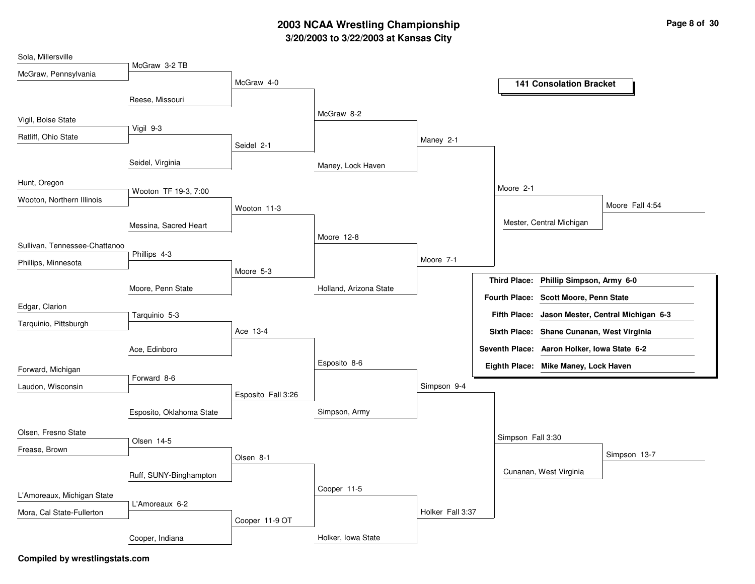# 2003 NCAA Wrestling Championship

## 3/20/2003 to 3/22/2003 at Kansas City

### 141 Consolation Bracket

**Round 1**

| Wrestler 1 | Wrestler 2 | Result |
| --- | --- | --- |
| Sola, Millersville | McGraw, Pennsylvania | McGraw 3-2 TB |
| Vigil, Boise State | Ratliff, Ohio State | Vigil 9-3 |
| Hunt, Oregon | Wooton, Northern Illinois | Wooton TF 19-3, 7:00 |
| Sullivan, Tennessee-Chattanooga | Phillips, Minnesota | Phillips 4-3 |
| Edgar, Clarion | Tarquinio, Pittsburgh | Tarquinio 5-3 |
| Forward, Michigan | Laudon, Wisconsin | Forward 8-6 |
| Olsen, Fresno State | Frease, Brown | Olsen 14-5 |
| L'Amoreaux, Michigan State | Mora, Cal State-Fullerton | L'Amoreaux 6-2 |

**Round 2**

| Wrestler 1 | Wrestler 2 | Result |
| --- | --- | --- |
| McGraw | Reese, Missouri | McGraw 4-0 |
| Vigil | Seidel, Virginia | Seidel 2-1 |
| Wooton | Messina, Sacred Heart | Wooton 11-3 |
| Phillips | Moore, Penn State | Moore 5-3 |
| Tarquinio | Ace, Edinboro | Ace 13-4 |
| Forward | Esposito, Oklahoma State | Esposito Fall 3:26 |
| Olsen | Ruff, SUNY-Binghampton | Olsen 8-1 |
| L'Amoreaux | Cooper, Indiana | Cooper 11-9 OT |

**Round 3**

| Wrestler 1 | Wrestler 2 | Result |
| --- | --- | --- |
| McGraw | Seidel | McGraw 8-2 |
| Wooton | Moore | Moore 12-8 |
| Ace | Esposito | Esposito 8-6 |
| Olsen | Cooper | Cooper 11-5 |

**Round 4**

| Wrestler 1 | Wrestler 2 | Result |
| --- | --- | --- |
| McGraw | Maney, Lock Haven | Maney 2-1 |
| Moore | Holland, Arizona State | Moore 7-1 |
| Esposito | Simpson, Army | Simpson 9-4 |
| Cooper | Holker, Iowa State | Holker Fall 3:37 |

**Round 5**

| Wrestler 1 | Wrestler 2 | Result |
| --- | --- | --- |
| Maney | Moore | Moore 2-1 |
| Simpson | Holker | Simpson Fall 3:30 |

**Consolation Semifinals**

| Wrestler 1 | Wrestler 2 | Result |
| --- | --- | --- |
| Moore | Mester, Central Michigan | Moore Fall 4:54 |
| Simpson | Cunanan, West Virginia | Simpson 13-7 |

**Final Placings**

| Place | Result |
| --- | --- |
| Third Place: | Phillip Simpson, Army 6-0 |
| Fourth Place: | Scott Moore, Penn State |
| Fifth Place: | Jason Mester, Central Michigan 6-3 |
| Sixth Place: | Shane Cunanan, West Virginia |
| Seventh Place: | Aaron Holker, Iowa State 6-2 |
| Eighth Place: | Mike Maney, Lock Haven |

**Compiled by wrestlingstats.com**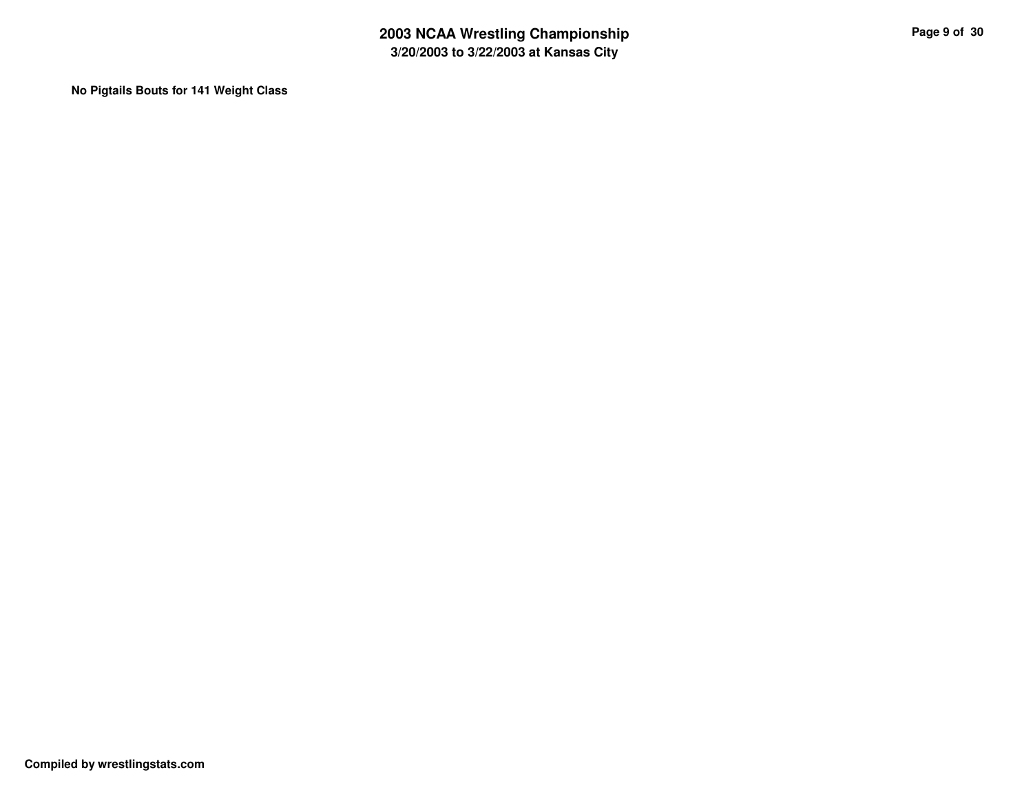**No Pigtails Bouts for 141 Weight Class**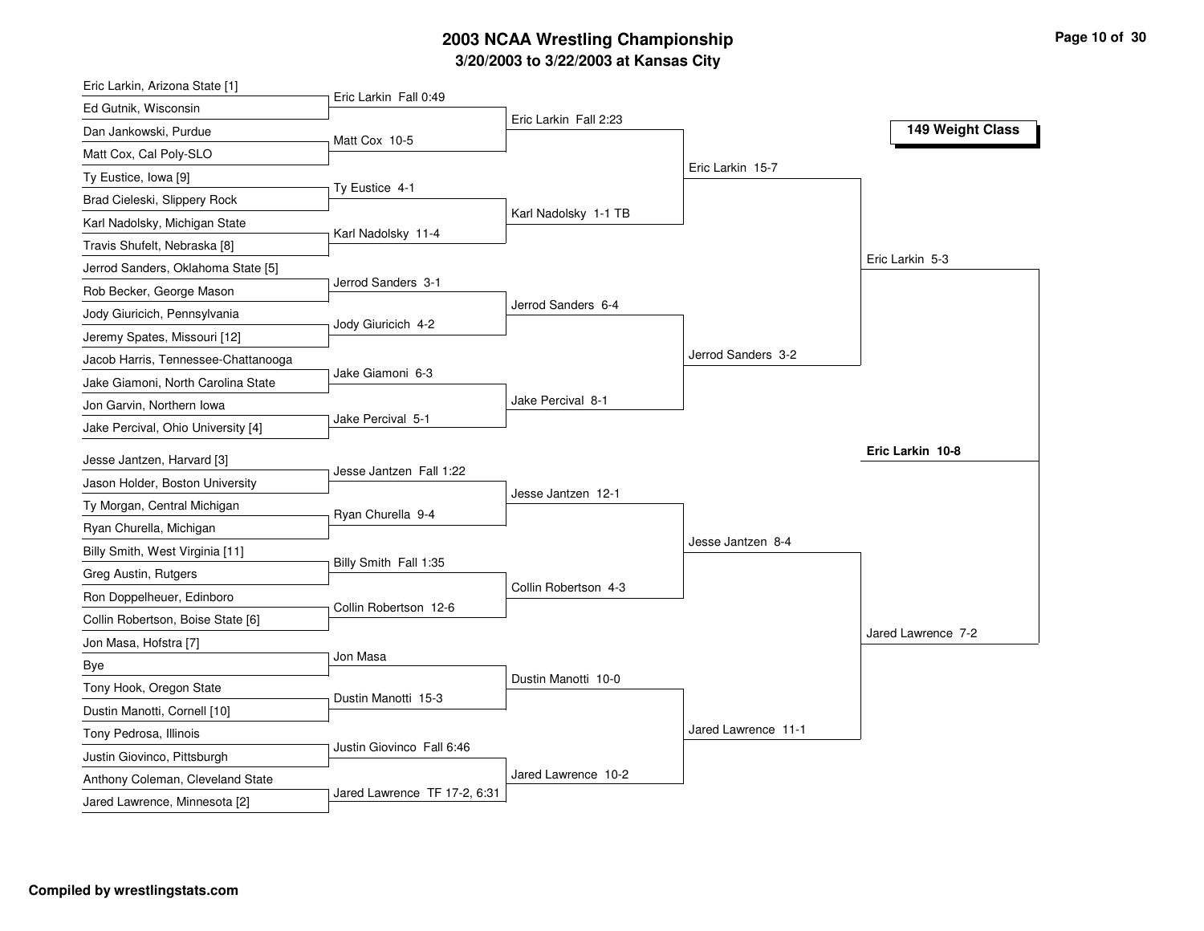# 2003 NCAA Wrestling Championship

## 3/20/2003 to 3/22/2003 at Kansas City

### 149 Weight Class

**First Round**

| Wrestler 1 | Wrestler 2 | Result |
|---|---|---|
| Eric Larkin, Arizona State [1] | Ed Gutnik, Wisconsin | Eric Larkin Fall 0:49 |
| Dan Jankowski, Purdue | Matt Cox, Cal Poly-SLO | Matt Cox 10-5 |
| Ty Eustice, Iowa [9] | Brad Cieleski, Slippery Rock | Ty Eustice 4-1 |
| Karl Nadolsky, Michigan State | Travis Shufelt, Nebraska [8] | Karl Nadolsky 11-4 |
| Jerrod Sanders, Oklahoma State [5] | Rob Becker, George Mason | Jerrod Sanders 3-1 |
| Jody Giuricich, Pennsylvania | Jeremy Spates, Missouri [12] | Jody Giuricich 4-2 |
| Jacob Harris, Tennessee-Chattanooga | Jake Giamoni, North Carolina State | Jake Giamoni 6-3 |
| Jon Garvin, Northern Iowa | Jake Percival, Ohio University [4] | Jake Percival 5-1 |
| Jesse Jantzen, Harvard [3] | Jason Holder, Boston University | Jesse Jantzen Fall 1:22 |
| Ty Morgan, Central Michigan | Ryan Churella, Michigan | Ryan Churella 9-4 |
| Billy Smith, West Virginia [11] | Greg Austin, Rutgers | Billy Smith Fall 1:35 |
| Ron Doppelheuer, Edinboro | Collin Robertson, Boise State [6] | Collin Robertson 12-6 |
| Jon Masa, Hofstra [7] | Bye | Jon Masa |
| Tony Hook, Oregon State | Dustin Manotti, Cornell [10] | Dustin Manotti 15-3 |
| Tony Pedrosa, Illinois | Justin Giovinco, Pittsburgh | Justin Giovinco Fall 6:46 |
| Anthony Coleman, Cleveland State | Jared Lawrence, Minnesota [2] | Jared Lawrence TF 17-2, 6:31 |

**Second Round**

- Eric Larkin Fall 2:23
- Karl Nadolsky 1-1 TB
- Jerrod Sanders 6-4
- Jake Percival 8-1
- Jesse Jantzen 12-1
- Collin Robertson 4-3
- Dustin Manotti 10-0
- Jared Lawrence 10-2

**Quarterfinals**

- Eric Larkin 15-7
- Jerrod Sanders 3-2
- Jesse Jantzen 8-4
- Jared Lawrence 11-1

**Semifinals**

- Eric Larkin 5-3
- Jared Lawrence 7-2

**Final**

- **Eric Larkin 10-8**

Compiled by wrestlingstats.com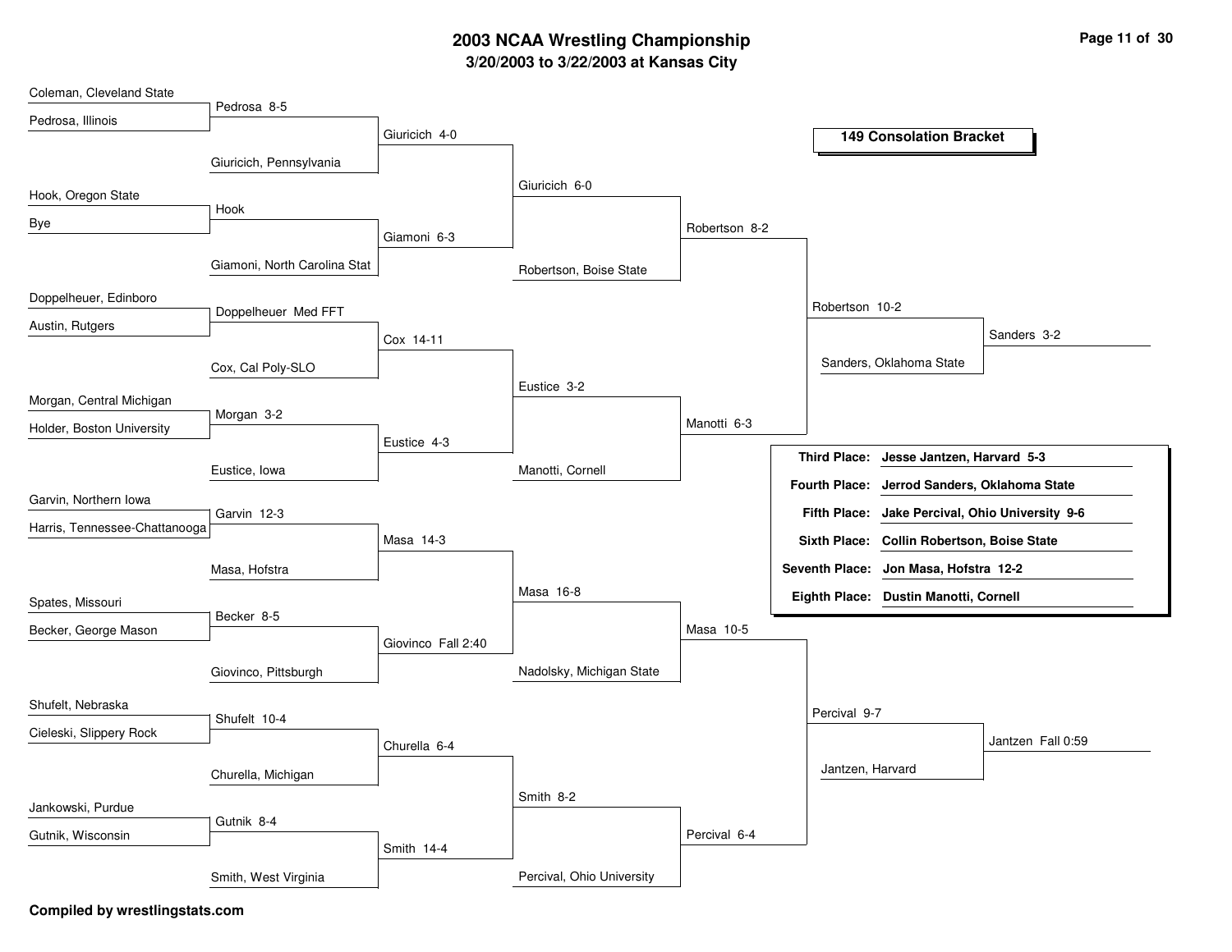# 2003 NCAA Wrestling Championship

## 3/20/2003 to 3/22/2003 at Kansas City

### 149 Consolation Bracket

**Consolation Round 1**

- Coleman, Cleveland State vs. Pedrosa, Illinois — Pedrosa 8-5
- Hook, Oregon State vs. Bye — Hook
- Doppelheuer, Edinboro vs. Austin, Rutgers — Doppelheuer Med FFT
- Morgan, Central Michigan vs. Holder, Boston University — Morgan 3-2
- Garvin, Northern Iowa vs. Harris, Tennessee-Chattanooga — Garvin 12-3
- Spates, Missouri vs. Becker, George Mason — Becker 8-5
- Shufelt, Nebraska vs. Cieleski, Slippery Rock — Shufelt 10-4
- Jankowski, Purdue vs. Gutnik, Wisconsin — Gutnik 8-4

**Consolation Round 2**

- Pedrosa vs. Giuricich, Pennsylvania — Giuricich 4-0
- Hook vs. Giamoni, North Carolina Stat — Giamoni 6-3
- Doppelheuer vs. Cox, Cal Poly-SLO — Cox 14-11
- Morgan vs. Eustice, Iowa — Eustice 4-3
- Garvin vs. Masa, Hofstra — Masa 14-3
- Becker vs. Giovinco, Pittsburgh — Giovinco Fall 2:40
- Shufelt vs. Churella, Michigan — Churella 6-4
- Gutnik vs. Smith, West Virginia — Smith 14-4

**Consolation Round 3**

- Giuricich vs. Giamoni — Giuricich 6-0
- Cox vs. Eustice — Eustice 3-2
- Masa vs. Giovinco — Masa 16-8
- Churella vs. Smith — Smith 8-2

**Consolation Round 4**

- Giuricich vs. Robertson, Boise State — Robertson 8-2
- Eustice vs. Manotti, Cornell — Manotti 6-3
- Masa vs. Nadolsky, Michigan State — Masa 10-5
- Smith vs. Percival, Ohio University — Percival 6-4

**Consolation Quarterfinals**

- Robertson vs. Manotti — Robertson 10-2
- Masa vs. Percival — Percival 9-7

**Consolation Semifinals**

- Robertson vs. Sanders, Oklahoma State — Sanders 3-2
- Percival vs. Jantzen, Harvard — Jantzen Fall 0:59

| Place | Wrestler |
| --- | --- |
| Third Place: | Jesse Jantzen, Harvard 5-3 |
| Fourth Place: | Jerrod Sanders, Oklahoma State |
| Fifth Place: | Jake Percival, Ohio University 9-6 |
| Sixth Place: | Collin Robertson, Boise State |
| Seventh Place: | Jon Masa, Hofstra 12-2 |
| Eighth Place: | Dustin Manotti, Cornell |

**Compiled by wrestlingstats.com**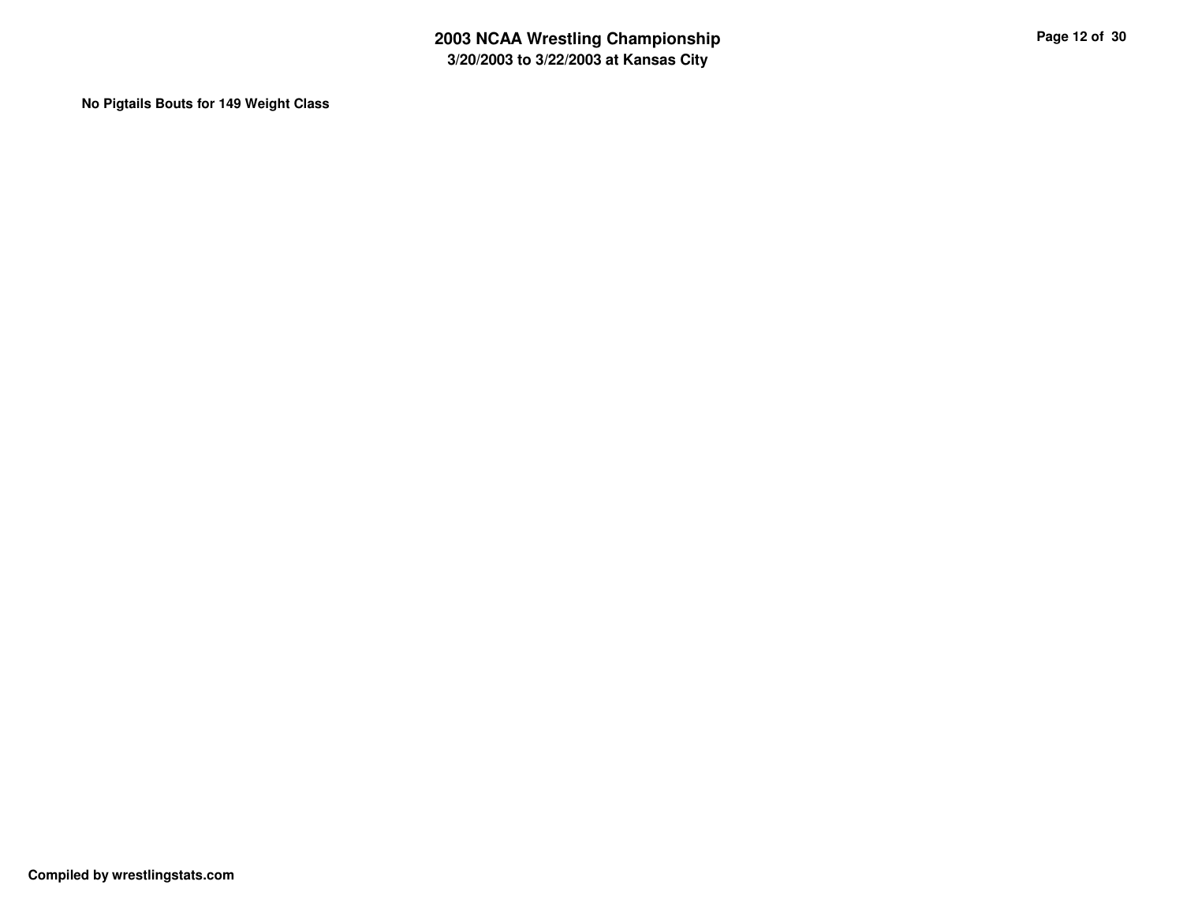**No Pigtails Bouts for 149 Weight Class**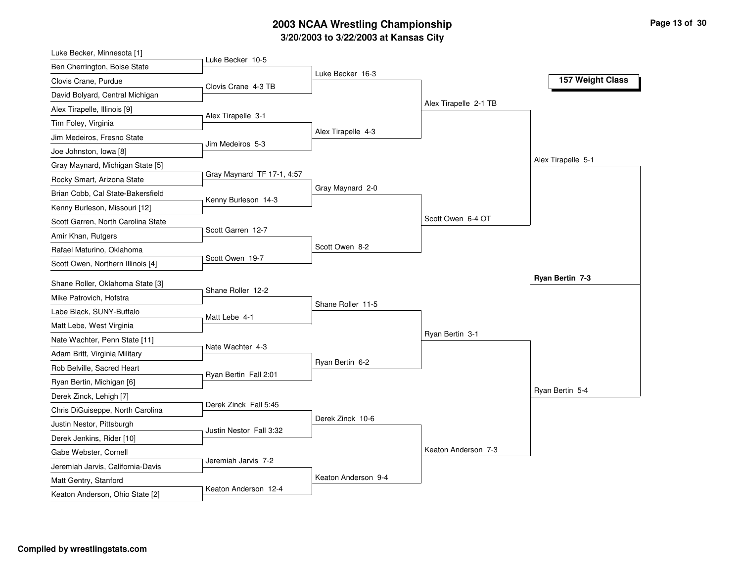# 2003 NCAA Wrestling Championship

## 3/20/2003 to 3/22/2003 at Kansas City

### 157 Weight Class

**First Round**

- Luke Becker, Minnesota [1] vs. Ben Cherrington, Boise State — Luke Becker 10-5
- Clovis Crane, Purdue vs. David Bolyard, Central Michigan — Clovis Crane 4-3 TB
- Alex Tirapelle, Illinois [9] vs. Tim Foley, Virginia — Alex Tirapelle 3-1
- Jim Medeiros, Fresno State vs. Joe Johnston, Iowa [8] — Jim Medeiros 5-3
- Gray Maynard, Michigan State [5] vs. Rocky Smart, Arizona State — Gray Maynard TF 17-1, 4:57
- Brian Cobb, Cal State-Bakersfield vs. Kenny Burleson, Missouri [12] — Kenny Burleson 14-3
- Scott Garren, North Carolina State vs. Amir Khan, Rutgers — Scott Garren 12-7
- Rafael Maturino, Oklahoma vs. Scott Owen, Northern Illinois [4] — Scott Owen 19-7
- Shane Roller, Oklahoma State [3] vs. Mike Patrovich, Hofstra — Shane Roller 12-2
- Labe Black, SUNY-Buffalo vs. Matt Lebe, West Virginia — Matt Lebe 4-1
- Nate Wachter, Penn State [11] vs. Adam Britt, Virginia Military — Nate Wachter 4-3
- Rob Belville, Sacred Heart vs. Ryan Bertin, Michigan [6] — Ryan Bertin Fall 2:01
- Derek Zinck, Lehigh [7] vs. Chris DiGuiseppe, North Carolina — Derek Zinck Fall 5:45
- Justin Nestor, Pittsburgh vs. Derek Jenkins, Rider [10] — Justin Nestor Fall 3:32
- Gabe Webster, Cornell vs. Jeremiah Jarvis, California-Davis — Jeremiah Jarvis 7-2
- Matt Gentry, Stanford vs. Keaton Anderson, Ohio State [2] — Keaton Anderson 12-4

**Second Round**

- Luke Becker 16-3
- Alex Tirapelle 4-3
- Gray Maynard 2-0
- Scott Owen 8-2
- Shane Roller 11-5
- Ryan Bertin 6-2
- Derek Zinck 10-6
- Keaton Anderson 9-4

**Quarterfinals**

- Alex Tirapelle 2-1 TB
- Scott Owen 6-4 OT
- Ryan Bertin 3-1
- Keaton Anderson 7-3

**Semifinals**

- Alex Tirapelle 5-1
- Ryan Bertin 5-4

**Champion**

- **Ryan Bertin 7-3**

Compiled by wrestlingstats.com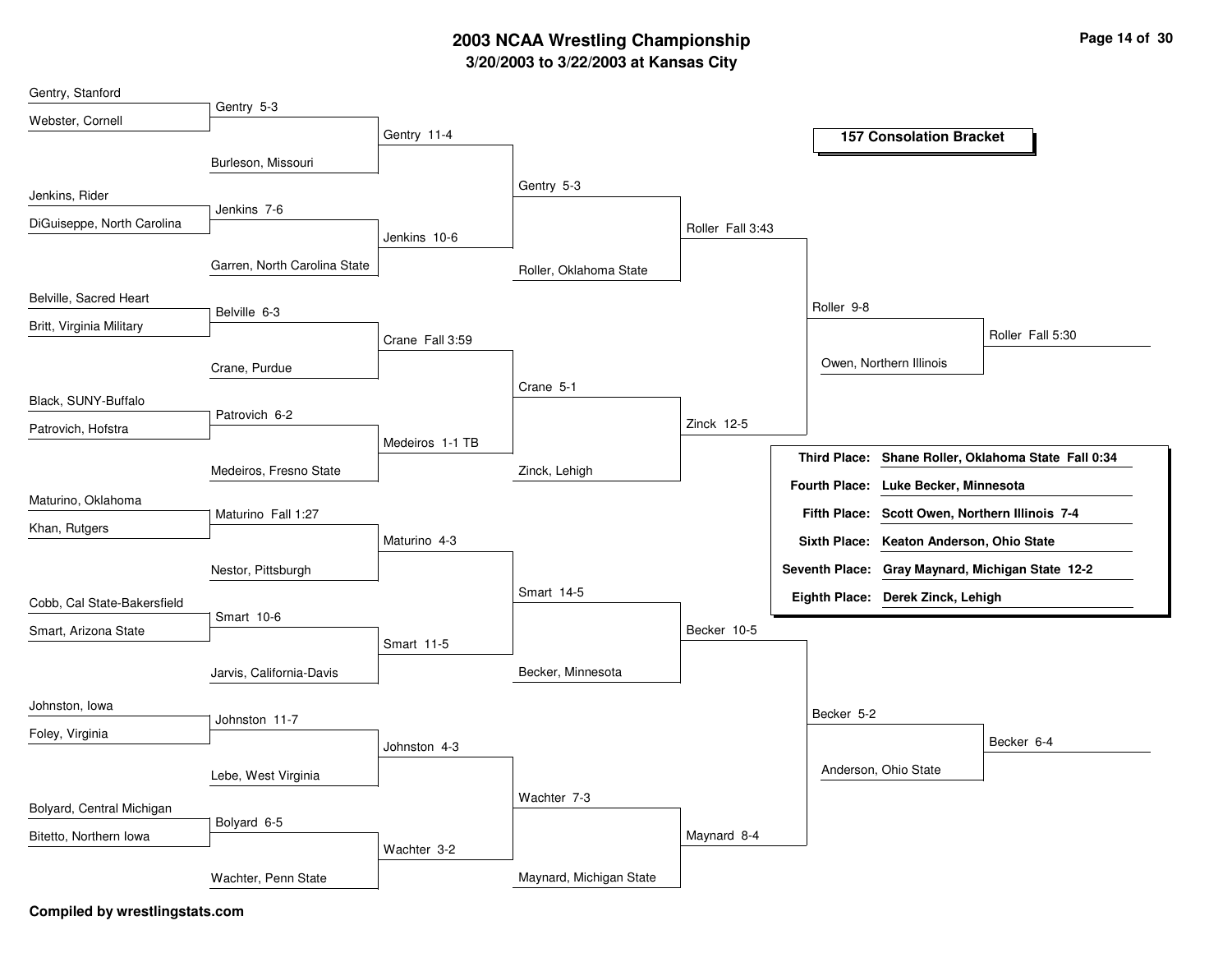# 2003 NCAA Wrestling Championship

## 3/20/2003 to 3/22/2003 at Kansas City

### 157 Consolation Bracket

**Round 1**

- Gentry, Stanford vs Webster, Cornell — Gentry 5-3
- Jenkins, Rider vs DiGuiseppe, North Carolina — Jenkins 7-6
- Belville, Sacred Heart vs Britt, Virginia Military — Belville 6-3
- Black, SUNY-Buffalo vs Patrovich, Hofstra — Patrovich 6-2
- Maturino, Oklahoma vs Khan, Rutgers — Maturino Fall 1:27
- Cobb, Cal State-Bakersfield vs Smart, Arizona State — Smart 10-6
- Johnston, Iowa vs Foley, Virginia — Johnston 11-7
- Bolyard, Central Michigan vs Bitetto, Northern Iowa — Bolyard 6-5

**Round 2**

- Gentry vs Burleson, Missouri — Gentry 11-4
- Jenkins vs Garren, North Carolina State — Jenkins 10-6
- Belville vs Crane, Purdue — Crane Fall 3:59
- Patrovich vs Medeiros, Fresno State — Medeiros 1-1 TB
- Maturino vs Nestor, Pittsburgh — Maturino 4-3
- Smart vs Jarvis, California-Davis — Smart 11-5
- Johnston vs Lebe, West Virginia — Johnston 4-3
- Bolyard vs Wachter, Penn State — Wachter 3-2

**Round 3**

- Gentry vs Jenkins — Gentry 5-3
- Crane vs Medeiros — Crane 5-1
- Maturino vs Smart — Smart 14-5
- Johnston vs Wachter — Wachter 7-3

**Round 4**

- Gentry vs Roller, Oklahoma State — Roller Fall 3:43
- Crane vs Zinck, Lehigh — Zinck 12-5
- Smart vs Becker, Minnesota — Becker 10-5
- Wachter vs Maynard, Michigan State — Maynard 8-4

**Quarterfinals**

- Roller vs Zinck — Roller 9-8
- Becker vs Maynard — Becker 5-2

**Semifinals**

- Roller vs Owen, Northern Illinois — Roller Fall 5:30
- Becker vs Anderson, Ohio State — Becker 6-4

| Place | Result |
|---|---|
| Third Place: | Shane Roller, Oklahoma State Fall 0:34 |
| Fourth Place: | Luke Becker, Minnesota |
| Fifth Place: | Scott Owen, Northern Illinois 7-4 |
| Sixth Place: | Keaton Anderson, Ohio State |
| Seventh Place: | Gray Maynard, Michigan State 12-2 |
| Eighth Place: | Derek Zinck, Lehigh |

**Compiled by wrestlingstats.com**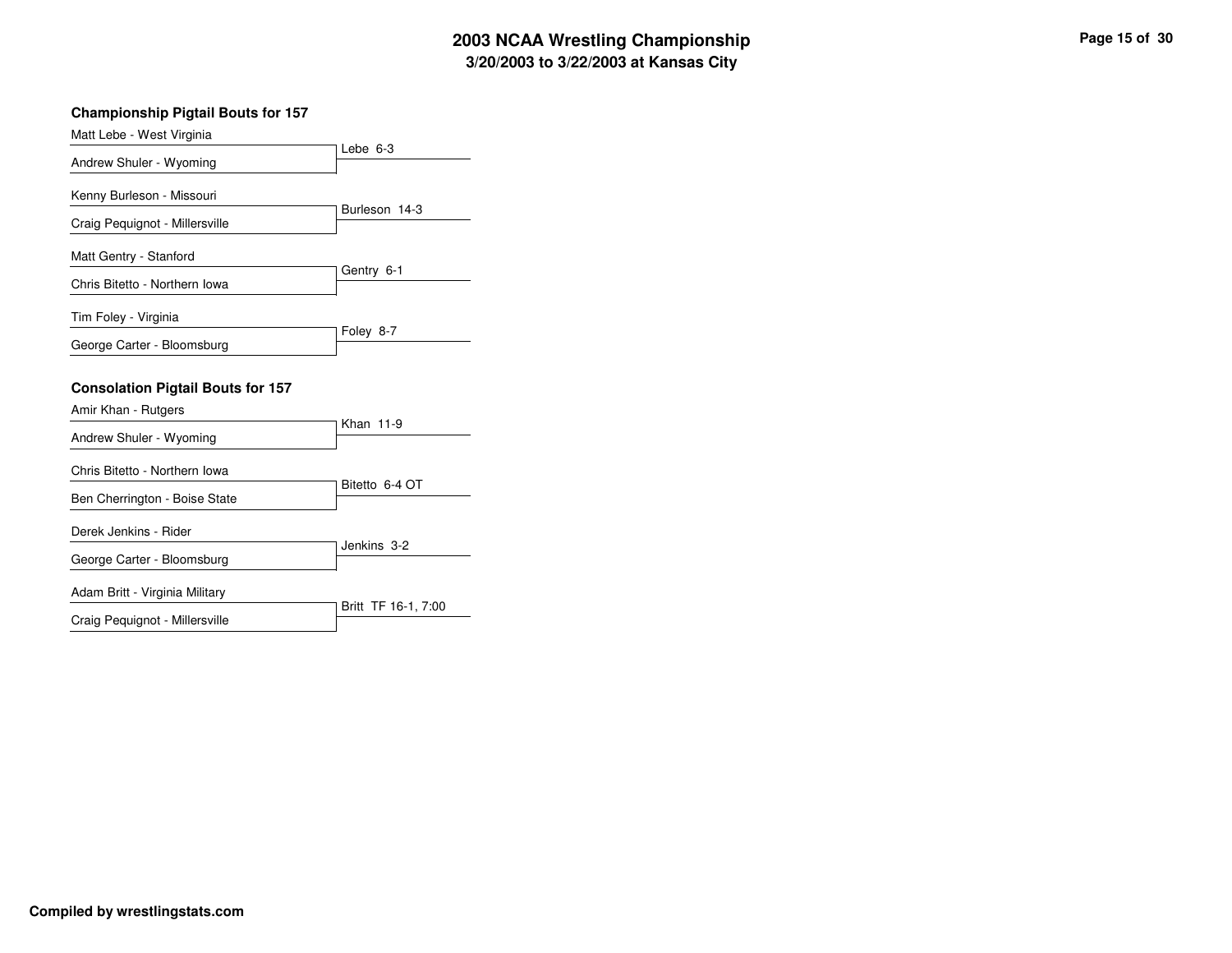# 2003 NCAA Wrestling Championship

## 3/20/2003 to 3/22/2003 at Kansas City

### Championship Pigtail Bouts for 157

| Wrestlers | Result |
| --- | --- |
| Matt Lebe - West Virginia vs. Andrew Shuler - Wyoming | Lebe 6-3 |
| Kenny Burleson - Missouri vs. Craig Pequignot - Millersville | Burleson 14-3 |
| Matt Gentry - Stanford vs. Chris Bitetto - Northern Iowa | Gentry 6-1 |
| Tim Foley - Virginia vs. George Carter - Bloomsburg | Foley 8-7 |

### Consolation Pigtail Bouts for 157

| Wrestlers | Result |
| --- | --- |
| Amir Khan - Rutgers vs. Andrew Shuler - Wyoming | Khan 11-9 |
| Chris Bitetto - Northern Iowa vs. Ben Cherrington - Boise State | Bitetto 6-4 OT |
| Derek Jenkins - Rider vs. George Carter - Bloomsburg | Jenkins 3-2 |
| Adam Britt - Virginia Military vs. Craig Pequignot - Millersville | Britt TF 16-1, 7:00 |

**Compiled by wrestlingstats.com**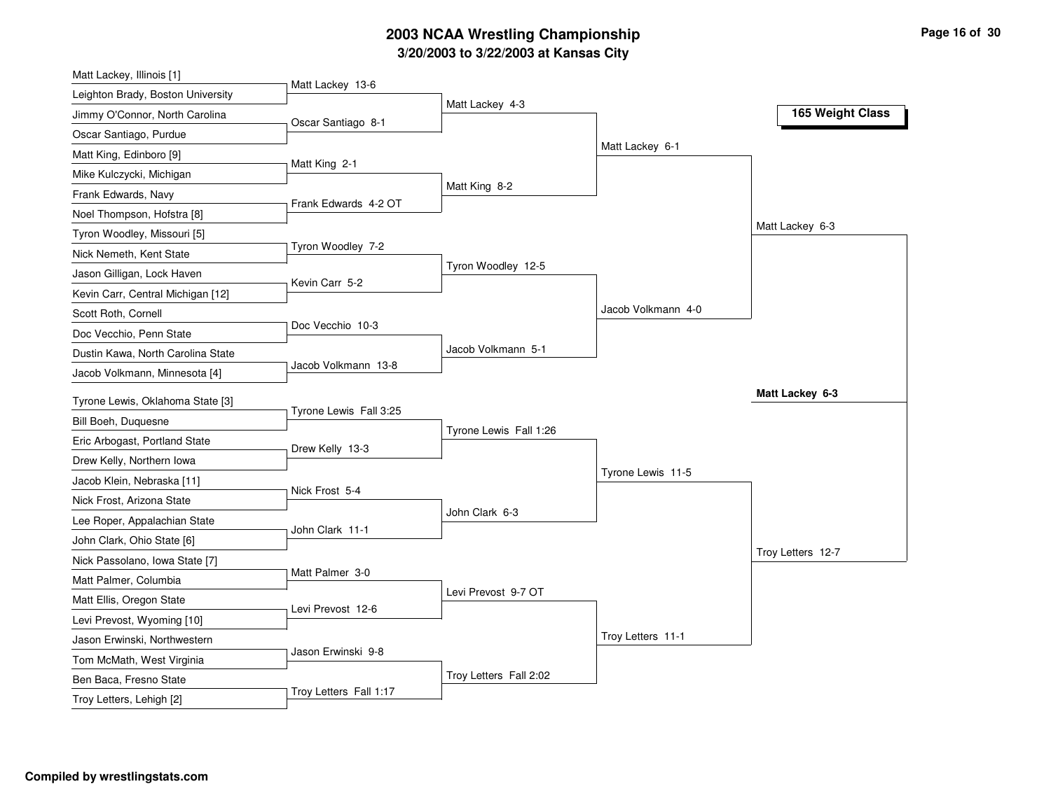# 2003 NCAA Wrestling Championship

## 3/20/2003 to 3/22/2003 at Kansas City

### 165 Weight Class

**First Round**

| Wrestler 1 | Wrestler 2 | Result |
|---|---|---|
| Matt Lackey, Illinois [1] | Leighton Brady, Boston University | Matt Lackey 13-6 |
| Jimmy O'Connor, North Carolina | Oscar Santiago, Purdue | Oscar Santiago 8-1 |
| Matt King, Edinboro [9] | Mike Kulczycki, Michigan | Matt King 2-1 |
| Frank Edwards, Navy | Noel Thompson, Hofstra [8] | Frank Edwards 4-2 OT |
| Tyron Woodley, Missouri [5] | Nick Nemeth, Kent State | Tyron Woodley 7-2 |
| Jason Gilligan, Lock Haven | Kevin Carr, Central Michigan [12] | Kevin Carr 5-2 |
| Scott Roth, Cornell | Doc Vecchio, Penn State | Doc Vecchio 10-3 |
| Dustin Kawa, North Carolina State | Jacob Volkmann, Minnesota [4] | Jacob Volkmann 13-8 |
| Tyrone Lewis, Oklahoma State [3] | Bill Boeh, Duquesne | Tyrone Lewis Fall 3:25 |
| Eric Arbogast, Portland State | Drew Kelly, Northern Iowa | Drew Kelly 13-3 |
| Jacob Klein, Nebraska [11] | Nick Frost, Arizona State | Nick Frost 5-4 |
| Lee Roper, Appalachian State | John Clark, Ohio State [6] | John Clark 11-1 |
| Nick Passolano, Iowa State [7] | Matt Palmer, Columbia | Matt Palmer 3-0 |
| Matt Ellis, Oregon State | Levi Prevost, Wyoming [10] | Levi Prevost 12-6 |
| Jason Erwinski, Northwestern | Tom McMath, West Virginia | Jason Erwinski 9-8 |
| Ben Baca, Fresno State | Troy Letters, Lehigh [2] | Troy Letters Fall 1:17 |

**Second Round**

- Matt Lackey 4-3
- Matt King 8-2
- Tyron Woodley 12-5
- Jacob Volkmann 5-1
- Tyrone Lewis Fall 1:26
- John Clark 6-3
- Levi Prevost 9-7 OT
- Troy Letters Fall 2:02

**Quarterfinals**

- Matt Lackey 6-1
- Jacob Volkmann 4-0
- Tyrone Lewis 11-5
- Troy Letters 11-1

**Semifinals**

- Matt Lackey 6-3
- Troy Letters 12-7

**Final**

**Matt Lackey 6-3**

Compiled by wrestlingstats.com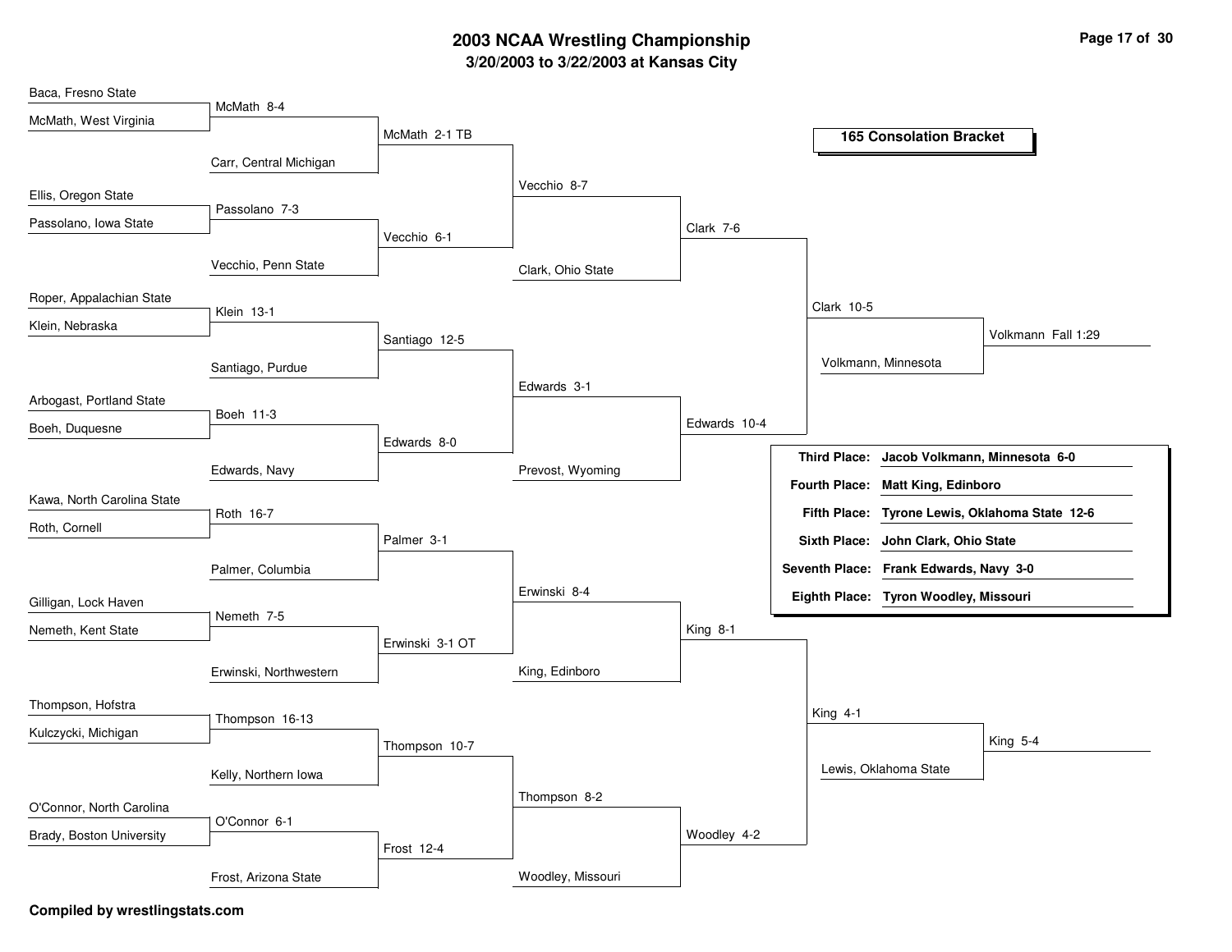# 2003 NCAA Wrestling Championship

## 3/20/2003 to 3/22/2003 at Kansas City

### 165 Consolation Bracket

**Round 1**

- Baca, Fresno State vs. McMath, West Virginia — McMath 8-4
- Ellis, Oregon State vs. Passolano, Iowa State — Passolano 7-3
- Roper, Appalachian State vs. Klein, Nebraska — Klein 13-1
- Arbogast, Portland State vs. Boeh, Duquesne — Boeh 11-3
- Kawa, North Carolina State vs. Roth, Cornell — Roth 16-7
- Gilligan, Lock Haven vs. Nemeth, Kent State — Nemeth 7-5
- Thompson, Hofstra vs. Kulczycki, Michigan — Thompson 16-13
- O'Connor, North Carolina vs. Brady, Boston University — O'Connor 6-1

**Round 2**

- McMath vs. Carr, Central Michigan — McMath 2-1 TB
- Passolano vs. Vecchio, Penn State — Vecchio 6-1
- Klein vs. Santiago, Purdue — Santiago 12-5
- Boeh vs. Edwards, Navy — Edwards 8-0
- Roth vs. Palmer, Columbia — Palmer 3-1
- Nemeth vs. Erwinski, Northwestern — Erwinski 3-1 OT
- Thompson vs. Kelly, Northern Iowa — Thompson 10-7
- O'Connor vs. Frost, Arizona State — Frost 12-4

**Round 3**

- McMath vs. Vecchio — Vecchio 8-7
- Santiago vs. Edwards — Edwards 3-1
- Palmer vs. Erwinski — Erwinski 8-4
- Thompson vs. Frost — Thompson 8-2

**Round 4**

- Vecchio vs. Clark, Ohio State — Clark 7-6
- Edwards vs. Prevost, Wyoming — Edwards 10-4
- Erwinski vs. King, Edinboro — King 8-1
- Thompson vs. Woodley, Missouri — Woodley 4-2

**Round 5**

- Clark vs. Edwards — Clark 10-5
- King vs. Woodley — King 4-1

**Consolation Semifinals**

- Clark vs. Volkmann, Minnesota — Volkmann Fall 1:29
- King vs. Lewis, Oklahoma State — King 5-4

| Place | Result |
|---|---|
| **Third Place:** | **Jacob Volkmann, Minnesota 6-0** |
| **Fourth Place:** | **Matt King, Edinboro** |
| **Fifth Place:** | **Tyrone Lewis, Oklahoma State 12-6** |
| **Sixth Place:** | **John Clark, Ohio State** |
| **Seventh Place:** | **Frank Edwards, Navy 3-0** |
| **Eighth Place:** | **Tyron Woodley, Missouri** |

**Compiled by wrestlingstats.com**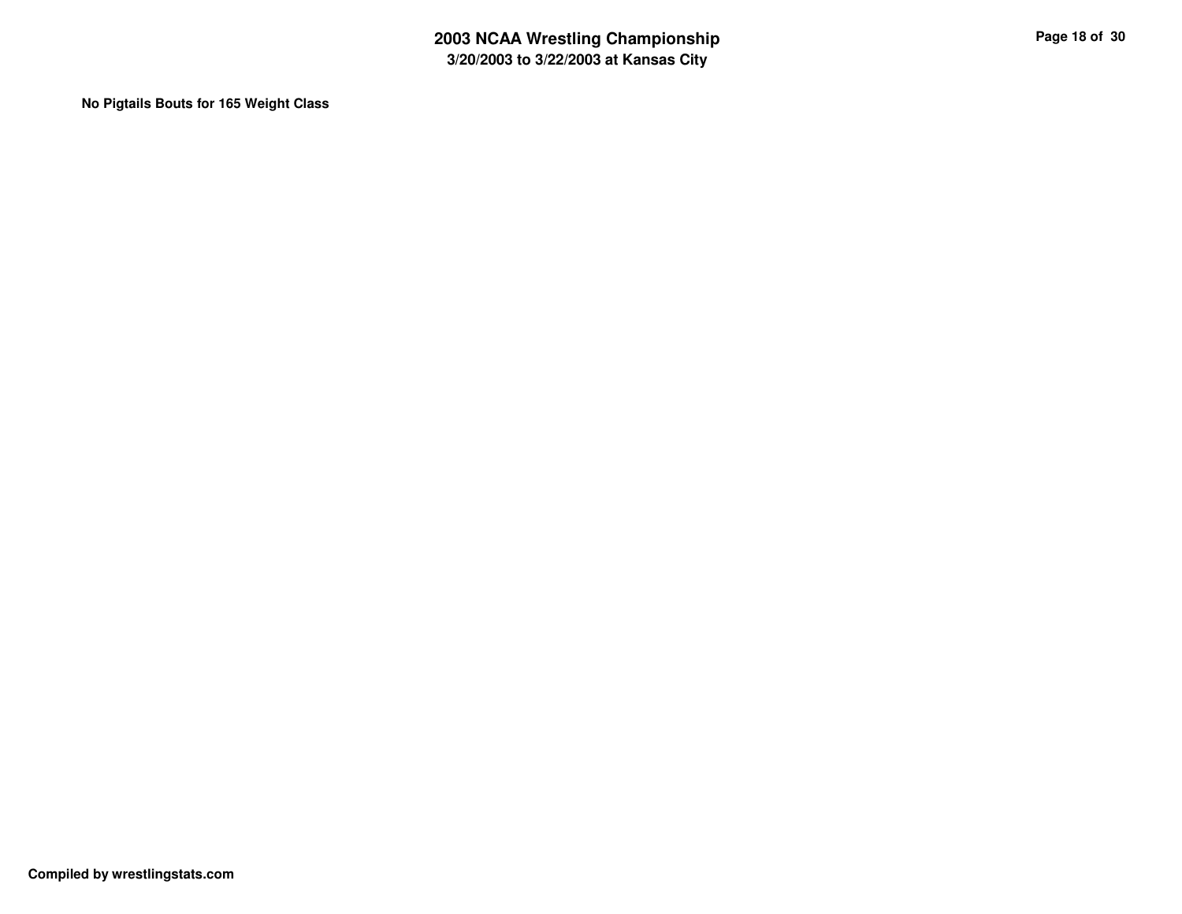**No Pigtails Bouts for 165 Weight Class**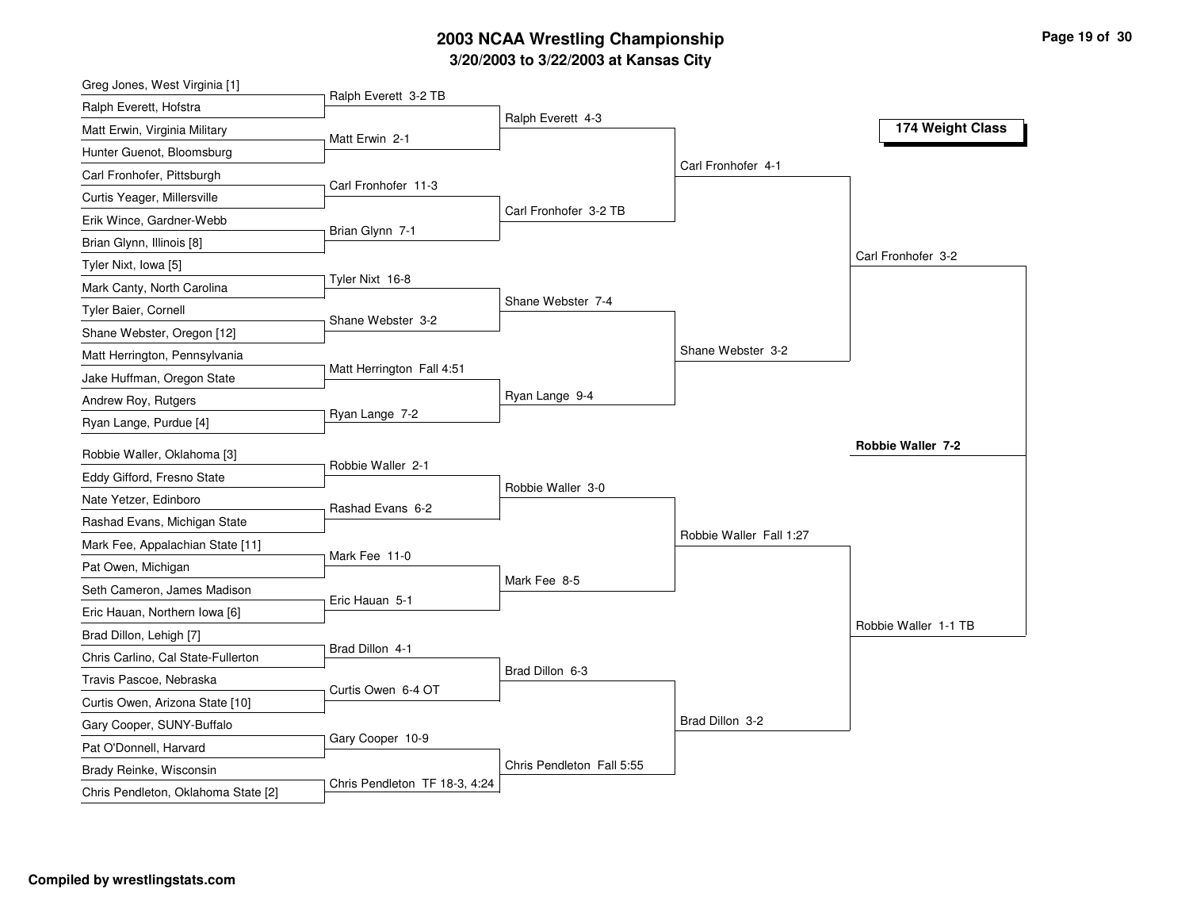# 2003 NCAA Wrestling Championship

## 3/20/2003 to 3/22/2003 at Kansas City

### 174 Weight Class

**First Round**

- Greg Jones, West Virginia [1] vs. Ralph Everett, Hofstra — Ralph Everett 3-2 TB
- Matt Erwin, Virginia Military vs. Hunter Guenot, Bloomsburg — Matt Erwin 2-1
- Carl Fronhofer, Pittsburgh vs. Curtis Yeager, Millersville — Carl Fronhofer 11-3
- Erik Wince, Gardner-Webb vs. Brian Glynn, Illinois [8] — Brian Glynn 7-1
- Tyler Nixt, Iowa [5] vs. Mark Canty, North Carolina — Tyler Nixt 16-8
- Tyler Baier, Cornell vs. Shane Webster, Oregon [12] — Shane Webster 3-2
- Matt Herrington, Pennsylvania vs. Jake Huffman, Oregon State — Matt Herrington Fall 4:51
- Andrew Roy, Rutgers vs. Ryan Lange, Purdue [4] — Ryan Lange 7-2
- Robbie Waller, Oklahoma [3] vs. Eddy Gifford, Fresno State — Robbie Waller 2-1
- Nate Yetzer, Edinboro vs. Rashad Evans, Michigan State — Rashad Evans 6-2
- Mark Fee, Appalachian State [11] vs. Pat Owen, Michigan — Mark Fee 11-0
- Seth Cameron, James Madison vs. Eric Hauan, Northern Iowa [6] — Eric Hauan 5-1
- Brad Dillon, Lehigh [7] vs. Chris Carlino, Cal State-Fullerton — Brad Dillon 4-1
- Travis Pascoe, Nebraska vs. Curtis Owen, Arizona State [10] — Curtis Owen 6-4 OT
- Gary Cooper, SUNY-Buffalo vs. Pat O'Donnell, Harvard — Gary Cooper 10-9
- Brady Reinke, Wisconsin vs. Chris Pendleton, Oklahoma State [2] — Chris Pendleton TF 18-3, 4:24

**Second Round**

- Ralph Everett 4-3
- Carl Fronhofer 3-2 TB
- Shane Webster 7-4
- Ryan Lange 9-4
- Robbie Waller 3-0
- Mark Fee 8-5
- Brad Dillon 6-3
- Chris Pendleton Fall 5:55

**Quarterfinals**

- Carl Fronhofer 4-1
- Shane Webster 3-2
- Robbie Waller Fall 1:27
- Brad Dillon 3-2

**Semifinals**

- Carl Fronhofer 3-2
- Robbie Waller 1-1 TB

**Champion**

**Robbie Waller 7-2**

**Compiled by wrestlingstats.com**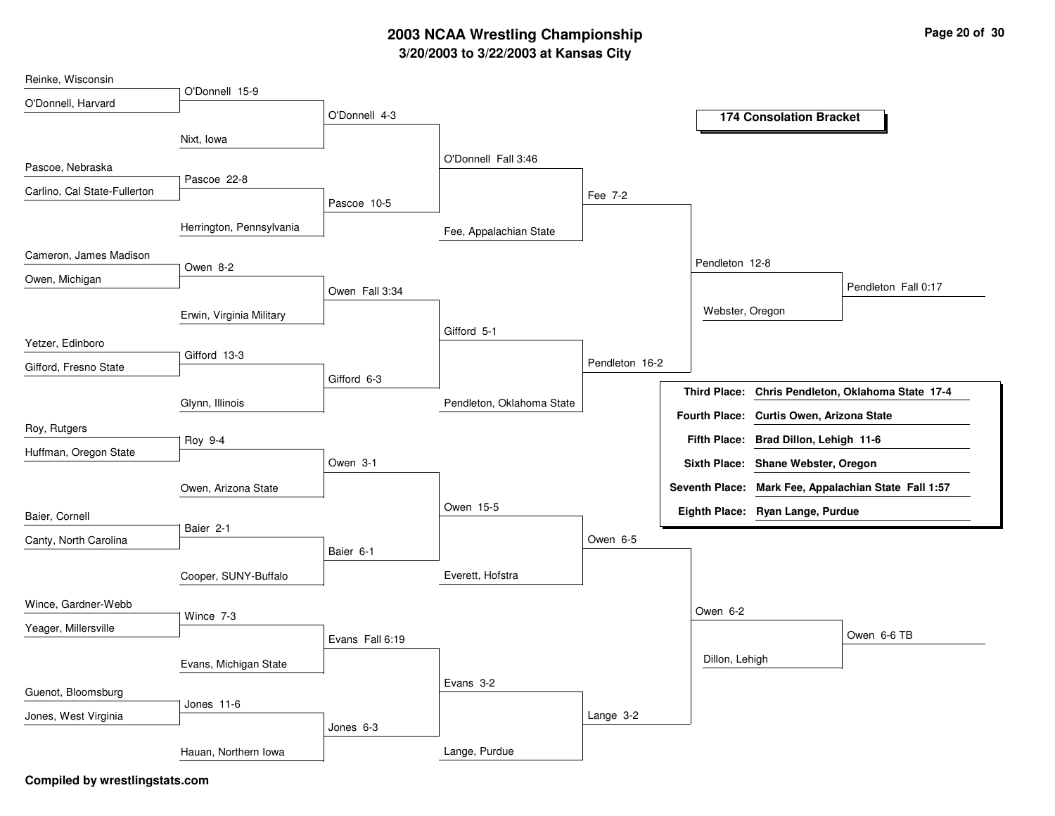# 2003 NCAA Wrestling Championship

## 3/20/2003 to 3/22/2003 at Kansas City

### 174 Consolation Bracket

**Round 1**
- Reinke, Wisconsin vs O'Donnell, Harvard — O'Donnell 15-9
- Pascoe, Nebraska vs Carlino, Cal State-Fullerton — Pascoe 22-8
- Cameron, James Madison vs Owen, Michigan — Owen 8-2
- Yetzer, Edinboro vs Gifford, Fresno State — Gifford 13-3
- Roy, Rutgers vs Huffman, Oregon State — Roy 9-4
- Baier, Cornell vs Canty, North Carolina — Baier 2-1
- Wince, Gardner-Webb vs Yeager, Millersville — Wince 7-3
- Guenot, Bloomsburg vs Jones, West Virginia — Jones 11-6

**Round 2**
- O'Donnell vs Nixt, Iowa — O'Donnell 4-3
- Pascoe vs Herrington, Pennsylvania — Pascoe 10-5
- Owen vs Erwin, Virginia Military — Owen Fall 3:34
- Gifford vs Glynn, Illinois — Gifford 6-3
- Roy vs Owen, Arizona State — Owen 3-1
- Baier vs Cooper, SUNY-Buffalo — Baier 6-1
- Wince vs Evans, Michigan State — Evans Fall 6:19
- Jones vs Hauan, Northern Iowa — Jones 6-3

**Round 3**
- O'Donnell vs Pascoe — O'Donnell Fall 3:46
- Owen vs Gifford — Gifford 5-1
- Owen vs Baier — Owen 15-5
- Evans vs Jones — Evans 3-2

**Round 4**
- O'Donnell vs Fee, Appalachian State — Fee 7-2
- Gifford vs Pendleton, Oklahoma State — Pendleton 16-2
- Owen vs Everett, Hofstra — Owen 6-5
- Evans vs Lange, Purdue — Lange 3-2

**Quarterfinals**
- Fee vs Pendleton — Pendleton 12-8
- Owen vs Lange — Owen 6-2

**Semifinals**
- Pendleton vs Webster, Oregon — Pendleton Fall 0:17
- Owen vs Dillon, Lehigh — Owen 6-6 TB

| Place | Result |
|---|---|
| Third Place: | Chris Pendleton, Oklahoma State 17-4 |
| Fourth Place: | Curtis Owen, Arizona State |
| Fifth Place: | Brad Dillon, Lehigh 11-6 |
| Sixth Place: | Shane Webster, Oregon |
| Seventh Place: | Mark Fee, Appalachian State Fall 1:57 |
| Eighth Place: | Ryan Lange, Purdue |

**Compiled by wrestlingstats.com**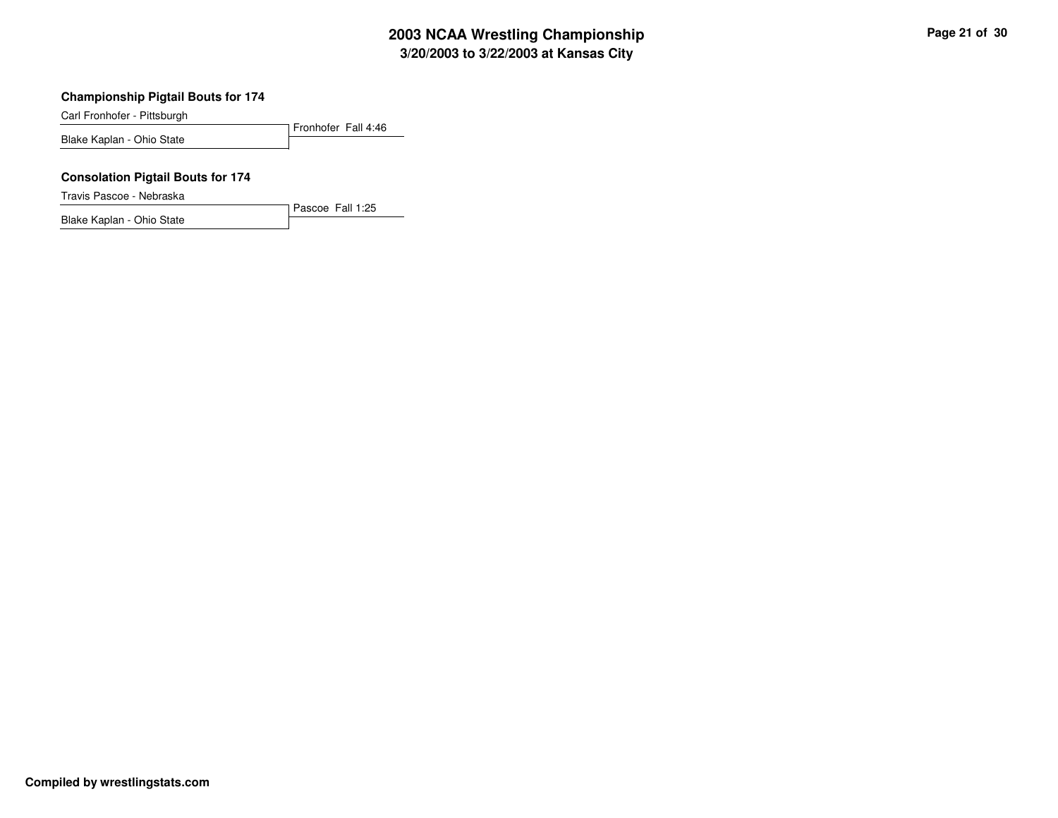### Championship Pigtail Bouts for 174

| Wrestler | Result |
|---|---|
| Carl Fronhofer - Pittsburgh | Fronhofer Fall 4:46 |
| Blake Kaplan - Ohio State | |

### Consolation Pigtail Bouts for 174

| Wrestler | Result |
|---|---|
| Travis Pascoe - Nebraska | Pascoe Fall 1:25 |
| Blake Kaplan - Ohio State | |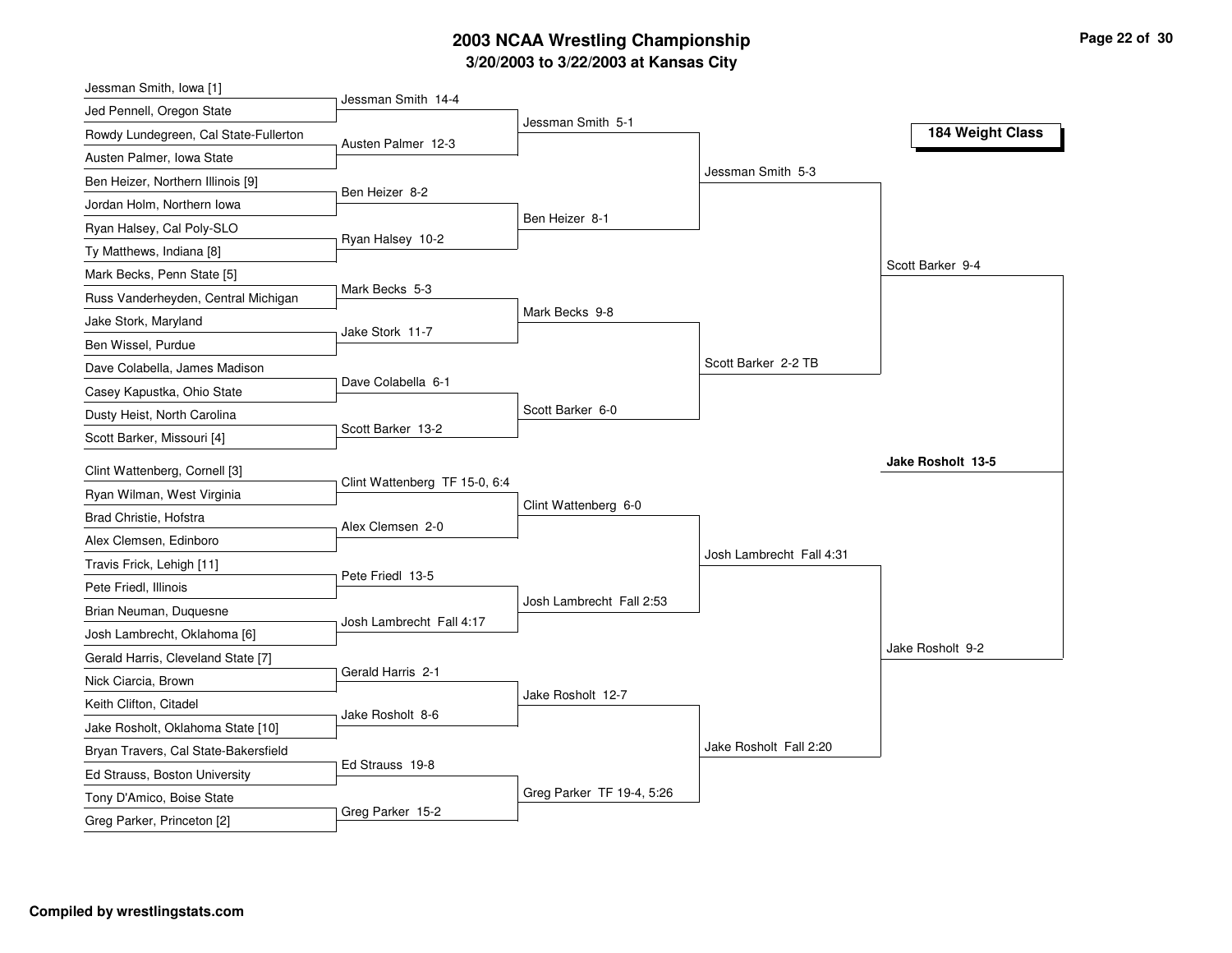# 2003 NCAA Wrestling Championship

## 3/20/2003 to 3/22/2003 at Kansas City

### 184 Weight Class

**First Round**

- Jessman Smith, Iowa [1] vs. Jed Pennell, Oregon State — Jessman Smith 14-4
- Rowdy Lundegreen, Cal State-Fullerton vs. Austen Palmer, Iowa State — Austen Palmer 12-3
- Ben Heizer, Northern Illinois [9] vs. Jordan Holm, Northern Iowa — Ben Heizer 8-2
- Ryan Halsey, Cal Poly-SLO vs. Ty Matthews, Indiana [8] — Ryan Halsey 10-2
- Mark Becks, Penn State [5] vs. Russ Vanderheyden, Central Michigan — Mark Becks 5-3
- Jake Stork, Maryland vs. Ben Wissel, Purdue — Jake Stork 11-7
- Dave Colabella, James Madison vs. Casey Kapustka, Ohio State — Dave Colabella 6-1
- Dusty Heist, North Carolina vs. Scott Barker, Missouri [4] — Scott Barker 13-2
- Clint Wattenberg, Cornell [3] vs. Ryan Wilman, West Virginia — Clint Wattenberg TF 15-0, 6:4
- Brad Christie, Hofstra vs. Alex Clemsen, Edinboro — Alex Clemsen 2-0
- Travis Frick, Lehigh [11] vs. Pete Friedl, Illinois — Pete Friedl 13-5
- Brian Neuman, Duquesne vs. Josh Lambrecht, Oklahoma [6] — Josh Lambrecht Fall 4:17
- Gerald Harris, Cleveland State [7] vs. Nick Ciarcia, Brown — Gerald Harris 2-1
- Keith Clifton, Citadel vs. Jake Rosholt, Oklahoma State [10] — Jake Rosholt 8-6
- Bryan Travers, Cal State-Bakersfield vs. Ed Strauss, Boston University — Ed Strauss 19-8
- Tony D'Amico, Boise State vs. Greg Parker, Princeton [2] — Greg Parker 15-2

**Second Round**

- Jessman Smith 5-1
- Ben Heizer 8-1
- Mark Becks 9-8
- Scott Barker 6-0
- Clint Wattenberg 6-0
- Josh Lambrecht Fall 2:53
- Jake Rosholt 12-7
- Greg Parker TF 19-4, 5:26

**Quarterfinals**

- Jessman Smith 5-3
- Scott Barker 2-2 TB
- Josh Lambrecht Fall 4:31
- Jake Rosholt Fall 2:20

**Semifinals**

- Scott Barker 9-4
- Jake Rosholt 9-2

**Champion**

- **Jake Rosholt 13-5**

Compiled by wrestlingstats.com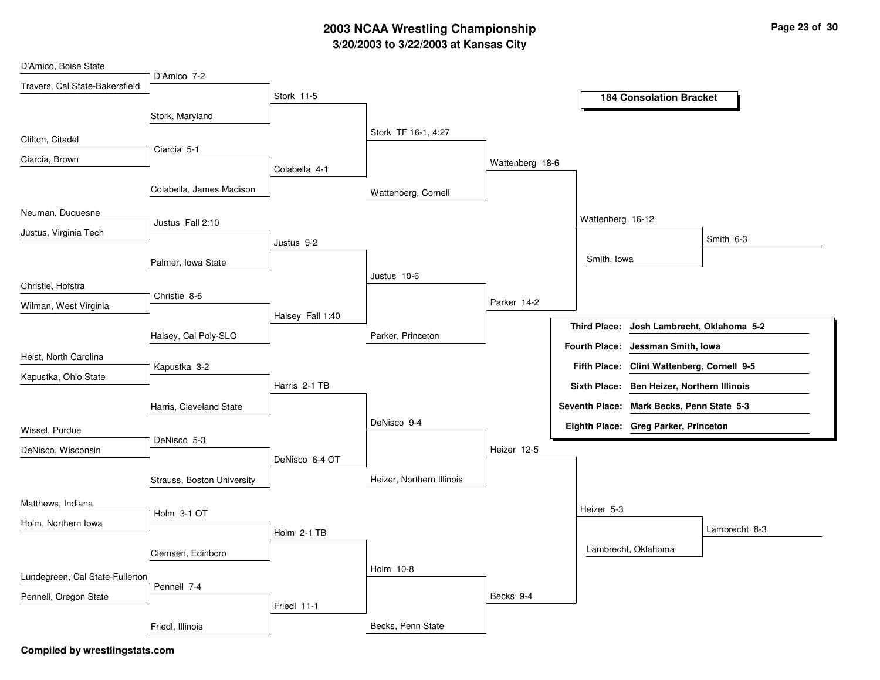# 2003 NCAA Wrestling Championship

## 3/20/2003 to 3/22/2003 at Kansas City

### 184 Consolation Bracket

**Round 1**

- D'Amico, Boise State vs. Travers, Cal State-Bakersfield — D'Amico 7-2
- Clifton, Citadel vs. Ciarcia, Brown — Ciarcia 5-1
- Neuman, Duquesne vs. Justus, Virginia Tech — Justus Fall 2:10
- Christie, Hofstra vs. Wilman, West Virginia — Christie 8-6
- Heist, North Carolina vs. Kapustka, Ohio State — Kapustka 3-2
- Wissel, Purdue vs. DeNisco, Wisconsin — DeNisco 5-3
- Matthews, Indiana vs. Holm, Northern Iowa — Holm 3-1 OT
- Lundegreen, Cal State-Fullerton vs. Pennell, Oregon State — Pennell 7-4

**Round 2**

- D'Amico vs. Stork, Maryland — Stork 11-5
- Ciarcia vs. Colabella, James Madison — Colabella 4-1
- Justus vs. Palmer, Iowa State — Justus 9-2
- Christie vs. Halsey, Cal Poly-SLO — Halsey Fall 1:40
- Kapustka vs. Harris, Cleveland State — Harris 2-1 TB
- DeNisco vs. Strauss, Boston University — DeNisco 6-4 OT
- Holm vs. Clemsen, Edinboro — Holm 2-1 TB
- Pennell vs. Friedl, Illinois — Friedl 11-1

**Round 3**

- Stork vs. Colabella — Stork TF 16-1, 4:27
- Justus vs. Halsey — Justus 10-6
- Harris vs. DeNisco — DeNisco 9-4
- Holm vs. Friedl — Holm 10-8

**Round 4**

- Stork vs. Wattenberg, Cornell — Wattenberg 18-6
- Justus vs. Parker, Princeton — Parker 14-2
- DeNisco vs. Heizer, Northern Illinois — Heizer 12-5
- Holm vs. Becks, Penn State — Becks 9-4

**Round 5**

- Wattenberg vs. Parker — Wattenberg 16-12
- Heizer vs. Becks — Heizer 5-3

**Consolation Semifinals**

- Wattenberg vs. Smith, Iowa — Smith 6-3
- Heizer vs. Lambrecht, Oklahoma — Lambrecht 8-3

### Placements

| Place | Result |
|---|---|
| **Third Place:** | **Josh Lambrecht, Oklahoma 5-2** |
| **Fourth Place:** | **Jessman Smith, Iowa** |
| **Fifth Place:** | **Clint Wattenberg, Cornell 9-5** |
| **Sixth Place:** | **Ben Heizer, Northern Illinois** |
| **Seventh Place:** | **Mark Becks, Penn State 5-3** |
| **Eighth Place:** | **Greg Parker, Princeton** |

**Compiled by wrestlingstats.com**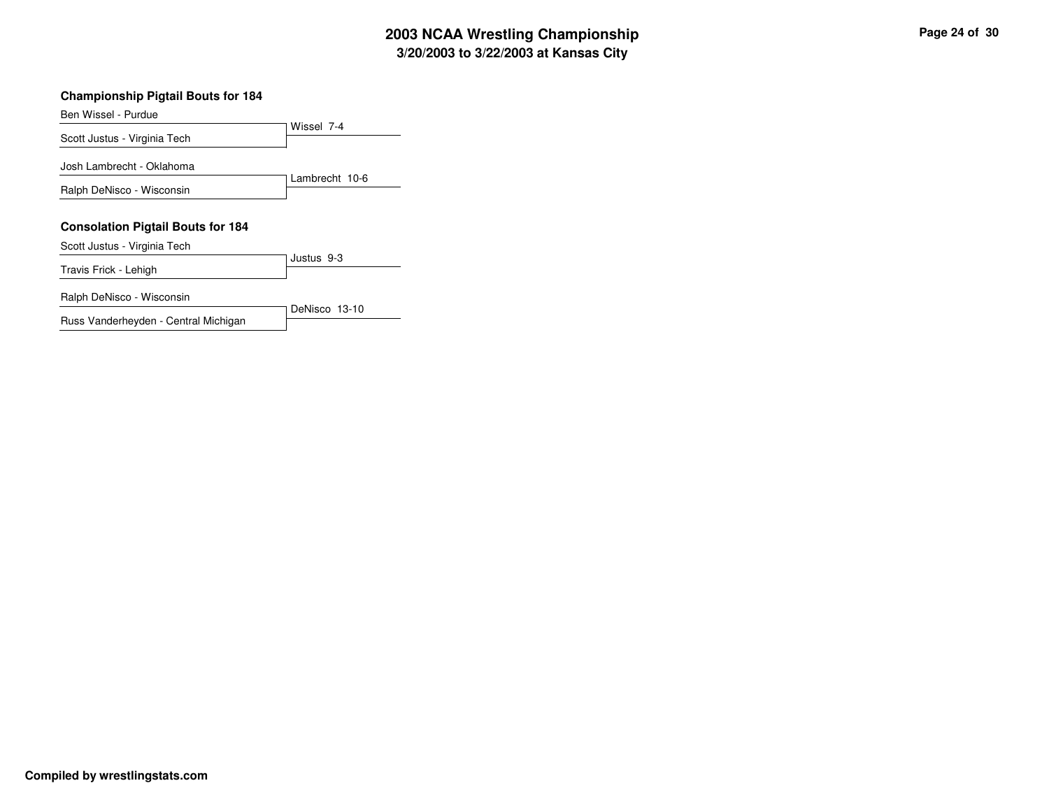# 2003 NCAA Wrestling Championship
## 3/20/2003 to 3/22/2003 at Kansas City

### Championship Pigtail Bouts for 184

Ben Wissel - Purdue
Scott Justus - Virginia Tech
Wissel 7-4

Josh Lambrecht - Oklahoma
Ralph DeNisco - Wisconsin
Lambrecht 10-6

### Consolation Pigtail Bouts for 184

Scott Justus - Virginia Tech
Travis Frick - Lehigh
Justus 9-3

Ralph DeNisco - Wisconsin
Russ Vanderheyden - Central Michigan
DeNisco 13-10

**Compiled by wrestlingstats.com**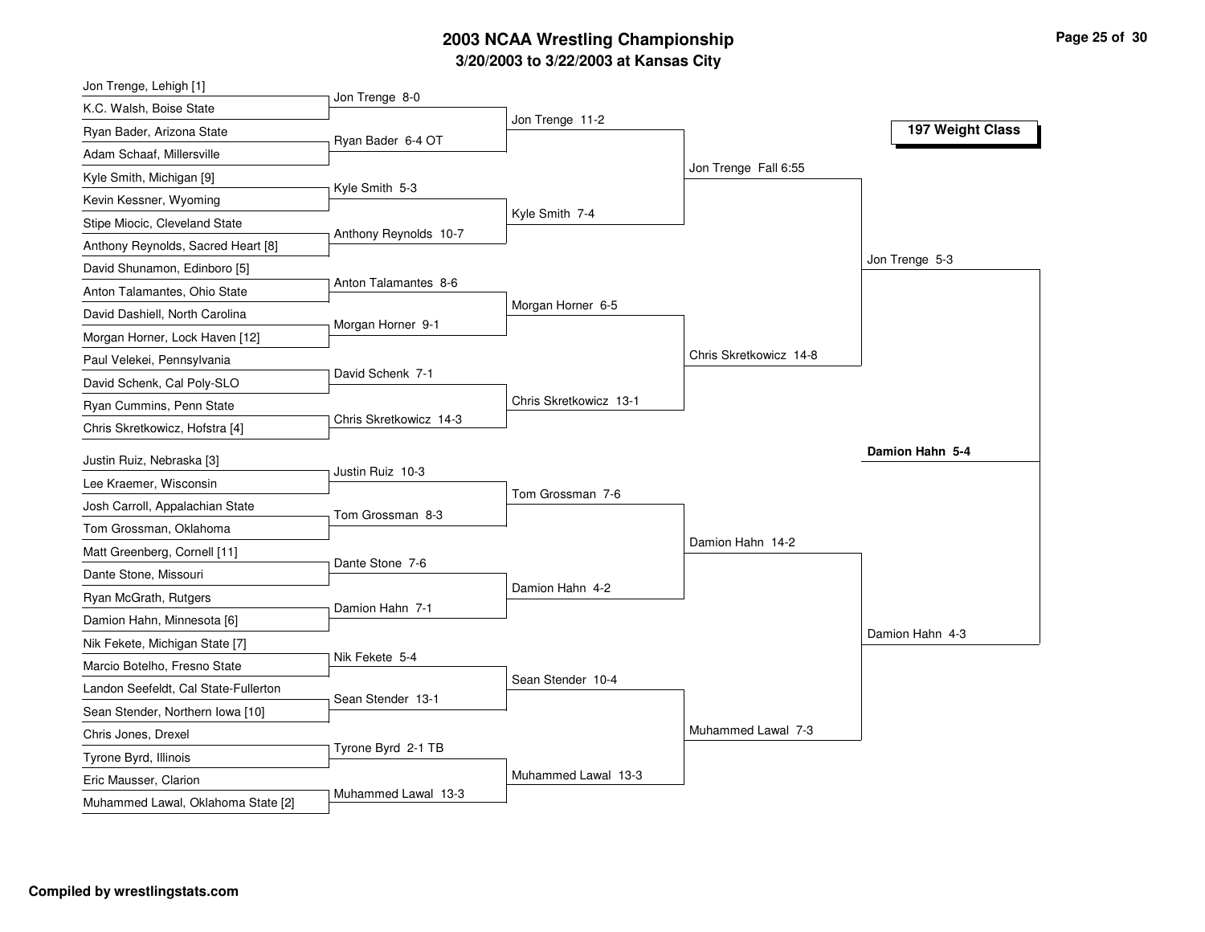# 2003 NCAA Wrestling Championship

## 3/20/2003 to 3/22/2003 at Kansas City

### 197 Weight Class

**First Round**

- Jon Trenge, Lehigh [1] vs K.C. Walsh, Boise State — Jon Trenge 8-0
- Ryan Bader, Arizona State vs Adam Schaaf, Millersville — Ryan Bader 6-4 OT
- Kyle Smith, Michigan [9] vs Kevin Kessner, Wyoming — Kyle Smith 5-3
- Stipe Miocic, Cleveland State vs Anthony Reynolds, Sacred Heart [8] — Anthony Reynolds 10-7
- David Shunamon, Edinboro [5] vs Anton Talamantes, Ohio State — Anton Talamantes 8-6
- David Dashiell, North Carolina vs Morgan Horner, Lock Haven [12] — Morgan Horner 9-1
- Paul Velekei, Pennsylvania vs David Schenk, Cal Poly-SLO — David Schenk 7-1
- Ryan Cummins, Penn State vs Chris Skretkowicz, Hofstra [4] — Chris Skretkowicz 14-3
- Justin Ruiz, Nebraska [3] vs Lee Kraemer, Wisconsin — Justin Ruiz 10-3
- Josh Carroll, Appalachian State vs Tom Grossman, Oklahoma — Tom Grossman 8-3
- Matt Greenberg, Cornell [11] vs Dante Stone, Missouri — Dante Stone 7-6
- Ryan McGrath, Rutgers vs Damion Hahn, Minnesota [6] — Damion Hahn 7-1
- Nik Fekete, Michigan State [7] vs Marcio Botelho, Fresno State — Nik Fekete 5-4
- Landon Seefeldt, Cal State-Fullerton vs Sean Stender, Northern Iowa [10] — Sean Stender 13-1
- Chris Jones, Drexel vs Tyrone Byrd, Illinois — Tyrone Byrd 2-1 TB
- Eric Mausser, Clarion vs Muhammed Lawal, Oklahoma State [2] — Muhammed Lawal 13-3

**Second Round**

- Jon Trenge 11-2
- Kyle Smith 7-4
- Morgan Horner 6-5
- Chris Skretkowicz 13-1
- Tom Grossman 7-6
- Damion Hahn 4-2
- Sean Stender 10-4
- Muhammed Lawal 13-3

**Quarterfinals**

- Jon Trenge Fall 6:55
- Chris Skretkowicz 14-8
- Damion Hahn 14-2
- Muhammed Lawal 7-3

**Semifinals**

- Jon Trenge 5-3
- Damion Hahn 4-3

**Championship**

- **Damion Hahn 5-4**

Compiled by wrestlingstats.com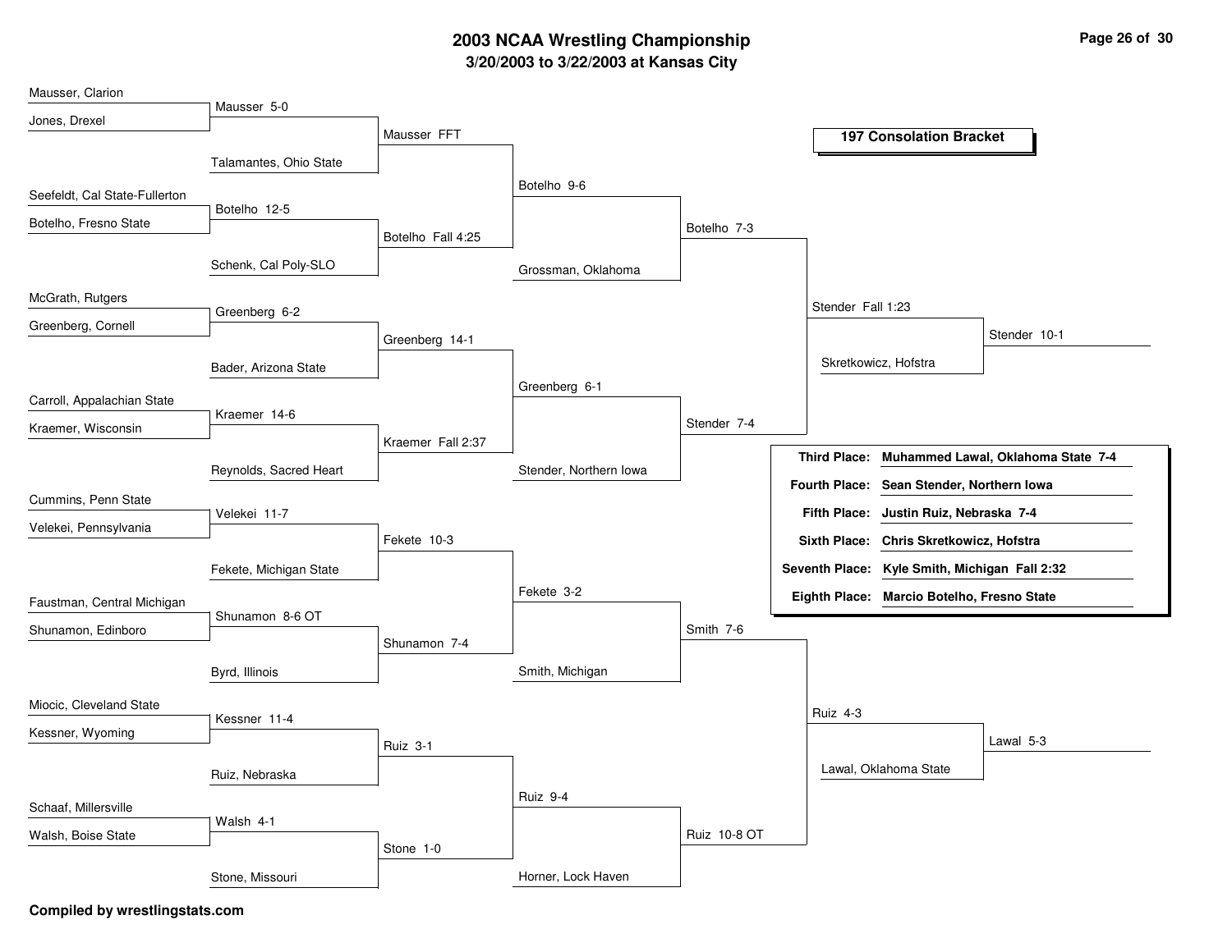# 2003 NCAA Wrestling Championship

## 3/20/2003 to 3/22/2003 at Kansas City

### 197 Consolation Bracket

| Round 1 | Round 2 | Round 3 | Round 4 | Round 5 | Round 6 | Final |
|---|---|---|---|---|---|---|
| Mausser, Clarion | Mausser 5-0 | Mausser FFT | Botelho 9-6 | Botelho 7-3 | Stender Fall 1:23 | Stender 10-1 |
| Jones, Drexel | Talamantes, Ohio State | | | | | |
| Seefeldt, Cal State-Fullerton | Botelho 12-5 | Botelho Fall 4:25 | | | | |
| Botelho, Fresno State | Schenk, Cal Poly-SLO | | Grossman, Oklahoma | | | |
| McGrath, Rutgers | Greenberg 6-2 | Greenberg 14-1 | Greenberg 6-1 | Stender 7-4 | Skretkowicz, Hofstra | |
| Greenberg, Cornell | Bader, Arizona State | | | | | |
| Carroll, Appalachian State | Kraemer 14-6 | Kraemer Fall 2:37 | | | | |
| Kraemer, Wisconsin | Reynolds, Sacred Heart | | Stender, Northern Iowa | | | |
| Cummins, Penn State | Velekei 11-7 | Fekete 10-3 | Fekete 3-2 | Smith 7-6 | Ruiz 4-3 | Lawal 5-3 |
| Velekei, Pennsylvania | Fekete, Michigan State | | | | | |
| Faustman, Central Michigan | Shunamon 8-6 OT | Shunamon 7-4 | | | | |
| Shunamon, Edinboro | Byrd, Illinois | | Smith, Michigan | | | |
| Miocic, Cleveland State | Kessner 11-4 | Ruiz 3-1 | Ruiz 9-4 | Ruiz 10-8 OT | Lawal, Oklahoma State | |
| Kessner, Wyoming | Ruiz, Nebraska | | | | | |
| Schaaf, Millersville | Walsh 4-1 | Stone 1-0 | | | | |
| Walsh, Boise State | Stone, Missouri | | Horner, Lock Haven | | | |

| Place | Result |
|---|---|
| **Third Place:** | **Muhammed Lawal, Oklahoma State 7-4** |
| **Fourth Place:** | **Sean Stender, Northern Iowa** |
| **Fifth Place:** | **Justin Ruiz, Nebraska 7-4** |
| **Sixth Place:** | **Chris Skretkowicz, Hofstra** |
| **Seventh Place:** | **Kyle Smith, Michigan Fall 2:32** |
| **Eighth Place:** | **Marcio Botelho, Fresno State** |

**Compiled by wrestlingstats.com**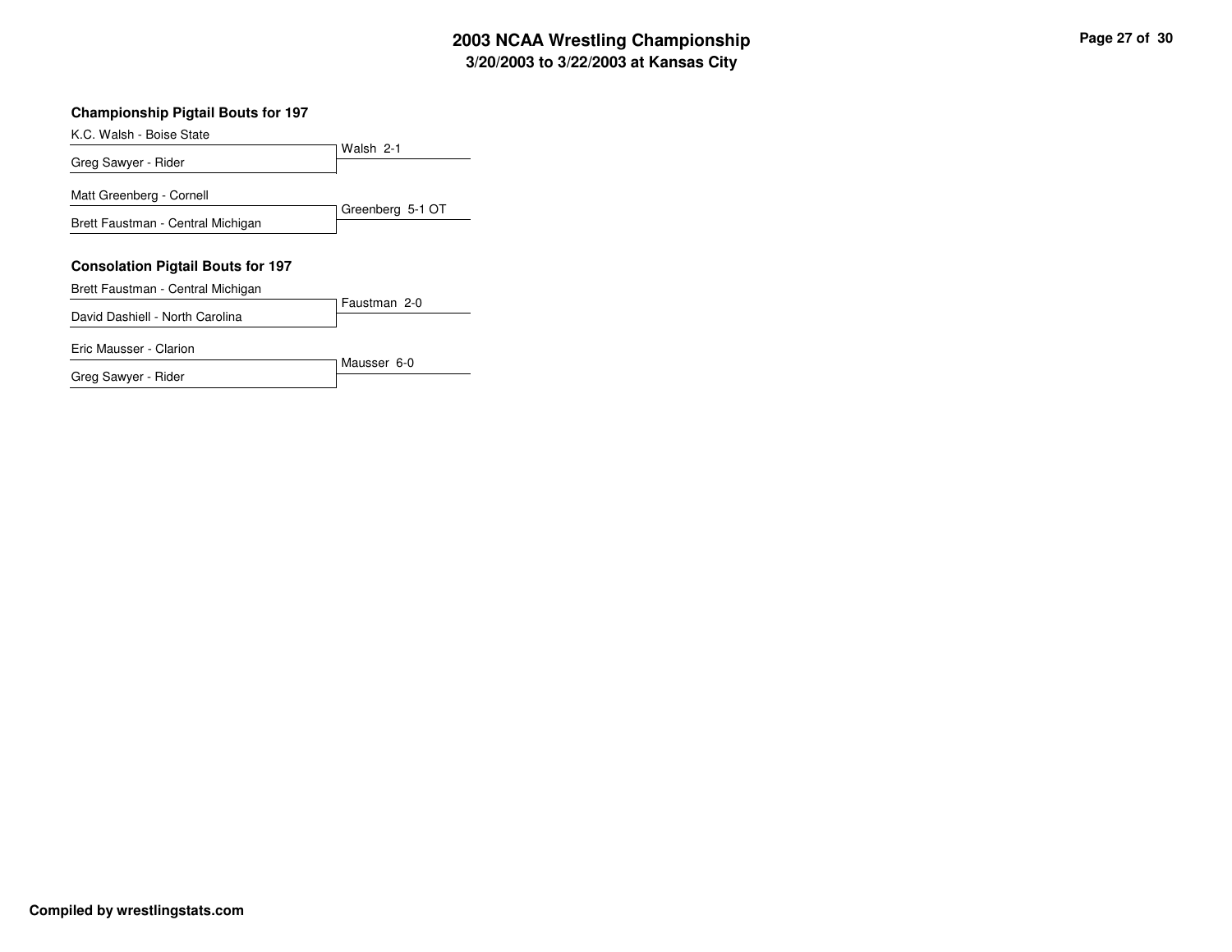# 2003 NCAA Wrestling Championship
## 3/20/2003 to 3/22/2003 at Kansas City

### Championship Pigtail Bouts for 197

| Wrestlers | Result |
|---|---|
| K.C. Walsh - Boise State vs. Greg Sawyer - Rider | Walsh 2-1 |
| Matt Greenberg - Cornell vs. Brett Faustman - Central Michigan | Greenberg 5-1 OT |

### Consolation Pigtail Bouts for 197

| Wrestlers | Result |
|---|---|
| Brett Faustman - Central Michigan vs. David Dashiell - North Carolina | Faustman 2-0 |
| Eric Mausser - Clarion vs. Greg Sawyer - Rider | Mausser 6-0 |

**Compiled by wrestlingstats.com**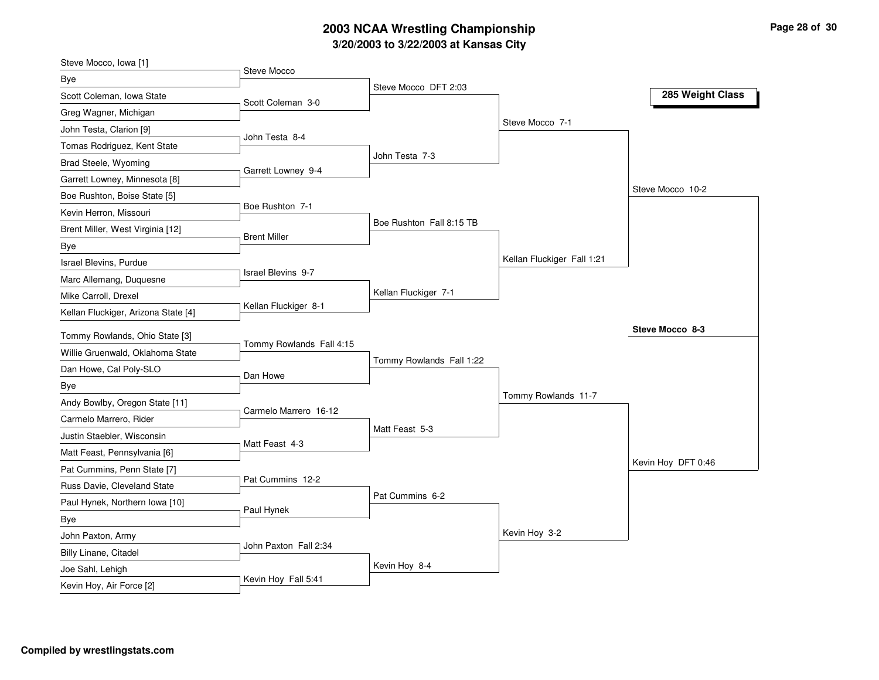# 2003 NCAA Wrestling Championship

## 3/20/2003 to 3/22/2003 at Kansas City

### 285 Weight Class

**First Round**

- Steve Mocco, Iowa [1] vs Bye — Steve Mocco
- Scott Coleman, Iowa State vs Greg Wagner, Michigan — Scott Coleman 3-0
- John Testa, Clarion [9] vs Tomas Rodriguez, Kent State — John Testa 8-4
- Brad Steele, Wyoming vs Garrett Lowney, Minnesota [8] — Garrett Lowney 9-4
- Boe Rushton, Boise State [5] vs Kevin Herron, Missouri — Boe Rushton 7-1
- Brent Miller, West Virginia [12] vs Bye — Brent Miller
- Israel Blevins, Purdue vs Marc Allemang, Duquesne — Israel Blevins 9-7
- Mike Carroll, Drexel vs Kellan Fluckiger, Arizona State [4] — Kellan Fluckiger 8-1
- Tommy Rowlands, Ohio State [3] vs Willie Gruenwald, Oklahoma State — Tommy Rowlands Fall 4:15
- Dan Howe, Cal Poly-SLO vs Bye — Dan Howe
- Andy Bowlby, Oregon State [11] vs Carmelo Marrero, Rider — Carmelo Marrero 16-12
- Justin Staebler, Wisconsin vs Matt Feast, Pennsylvania [6] — Matt Feast 4-3
- Pat Cummins, Penn State [7] vs Russ Davie, Cleveland State — Pat Cummins 12-2
- Paul Hynek, Northern Iowa [10] vs Bye — Paul Hynek
- John Paxton, Army vs Billy Linane, Citadel — John Paxton Fall 2:34
- Joe Sahl, Lehigh vs Kevin Hoy, Air Force [2] — Kevin Hoy Fall 5:41

**Second Round**

- Steve Mocco DFT 2:03
- John Testa 7-3
- Boe Rushton Fall 8:15 TB
- Kellan Fluckiger 7-1
- Tommy Rowlands Fall 1:22
- Matt Feast 5-3
- Pat Cummins 6-2
- Kevin Hoy 8-4

**Quarterfinals**

- Steve Mocco 7-1
- Kellan Fluckiger Fall 1:21
- Tommy Rowlands 11-7
- Kevin Hoy 3-2

**Semifinals**

- Steve Mocco 10-2
- Kevin Hoy DFT 0:46

**Final**

- **Steve Mocco 8-3**

Compiled by wrestlingstats.com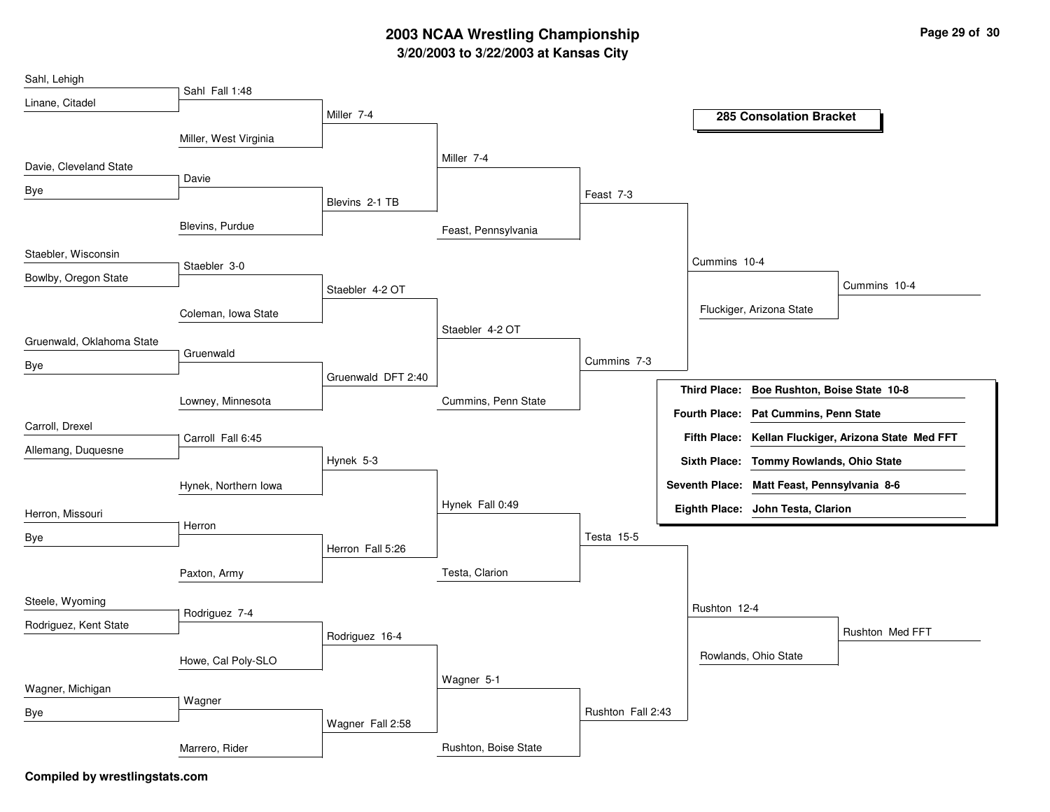# 2003 NCAA Wrestling Championship

## 3/20/2003 to 3/22/2003 at Kansas City

### 285 Consolation Bracket

**Round 1**

- Sahl, Lehigh vs Linane, Citadel — Sahl Fall 1:48
- Davie, Cleveland State vs Bye — Davie
- Staebler, Wisconsin vs Bowlby, Oregon State — Staebler 3-0
- Gruenwald, Oklahoma State vs Bye — Gruenwald
- Carroll, Drexel vs Allemang, Duquesne — Carroll Fall 6:45
- Herron, Missouri vs Bye — Herron
- Steele, Wyoming vs Rodriguez, Kent State — Rodriguez 7-4
- Wagner, Michigan vs Bye — Wagner

**Round 2**

- Sahl vs Miller, West Virginia — Miller 7-4
- Davie vs Blevins, Purdue — Blevins 2-1 TB
- Staebler vs Coleman, Iowa State — Staebler 4-2 OT
- Gruenwald vs Lowney, Minnesota — Gruenwald DFT 2:40
- Carroll vs Hynek, Northern Iowa — Hynek 5-3
- Herron vs Paxton, Army — Herron Fall 5:26
- Rodriguez vs Howe, Cal Poly-SLO — Rodriguez 16-4
- Wagner vs Marrero, Rider — Wagner Fall 2:58

**Round 3**

- Miller vs Blevins — Miller 7-4
- Staebler vs Gruenwald — Staebler 4-2 OT
- Hynek vs Herron — Hynek Fall 0:49
- Rodriguez vs Wagner — Wagner 5-1

**Round 4**

- Miller vs Feast, Pennsylvania — Feast 7-3
- Staebler vs Cummins, Penn State — Cummins 7-3
- Hynek vs Testa, Clarion — Testa 15-5
- Wagner vs Rushton, Boise State — Rushton Fall 2:43

**Round 5**

- Feast vs Cummins — Cummins 10-4
- Testa vs Rushton — Rushton 12-4

**Round 6**

- Cummins vs Fluckiger, Arizona State — Cummins 10-4
- Rushton vs Rowlands, Ohio State — Rushton Med FFT

| Place | Wrestler |
|---|---|
| Third Place: | Boe Rushton, Boise State 10-8 |
| Fourth Place: | Pat Cummins, Penn State |
| Fifth Place: | Kellan Fluckiger, Arizona State Med FFT |
| Sixth Place: | Tommy Rowlands, Ohio State |
| Seventh Place: | Matt Feast, Pennsylvania 8-6 |
| Eighth Place: | John Testa, Clarion |

**Compiled by wrestlingstats.com**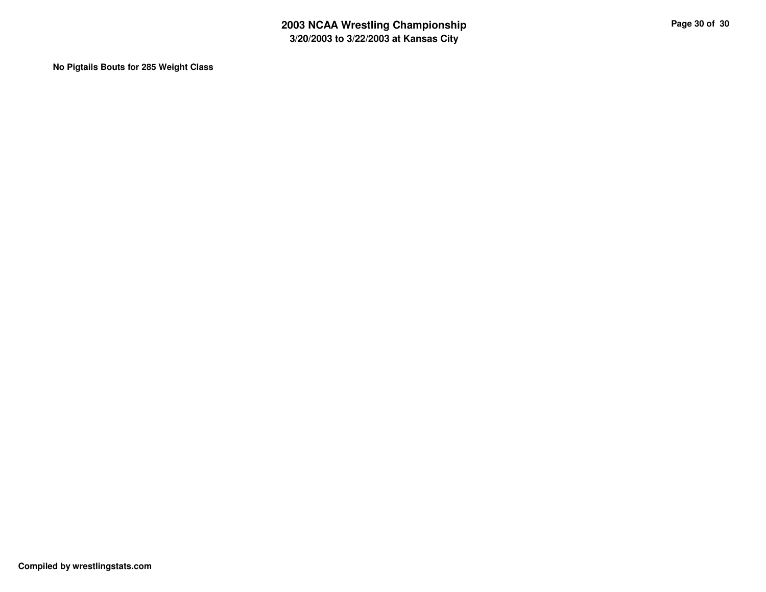**No Pigtails Bouts for 285 Weight Class**

**Compiled by wrestlingstats.com**